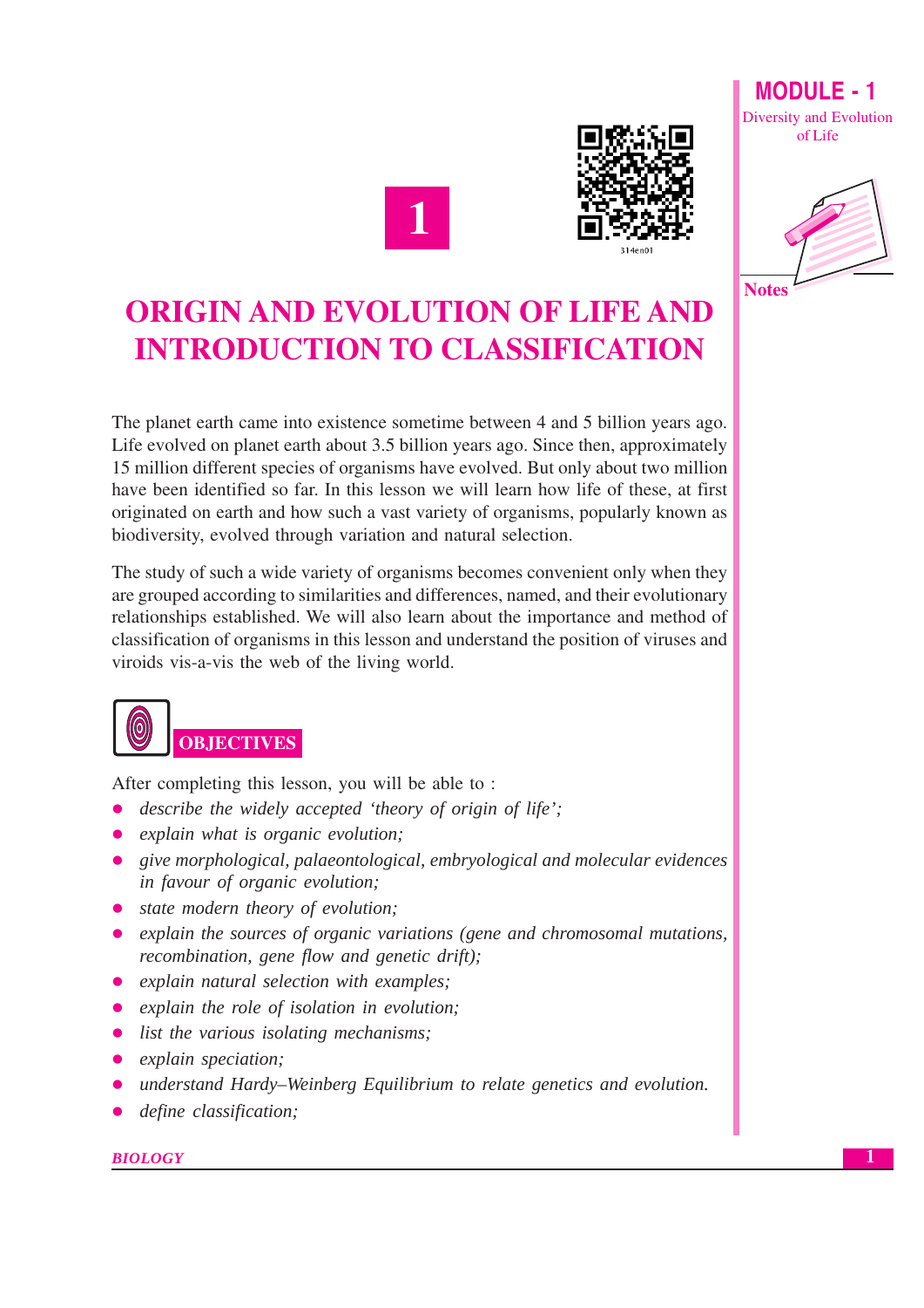# 1

# ORIGIN AND EVOLUTION OF LIFE AND INTRODUCTION TO CLASSIFICATION

The planet earth came into existence sometime between 4 and 5 billion years ago. Life evolved on planet earth about 3.5 billion years ago. Since then, approximately 15 million different species of organisms have evolved. But only about two million have been identified so far. In this lesson we will learn how life of these, at first originated on earth and how such a vast variety of organisms, popularly known as biodiversity, evolved through variation and natural selection.

The study of such a wide variety of organisms becomes convenient only when they are grouped according to similarities and differences, named, and their evolutionary relationships established. We will also learn about the importance and method of classification of organisms in this lesson and understand the position of viruses and viroids vis-a-vis the web of the living world.

## OBJECTIVES

After completing this lesson, you will be able to :

- *describe the widely accepted 'theory of origin of life';*
- *explain what is organic evolution;*
- *give morphological, palaeontological, embryological and molecular evidences in favour of organic evolution;*
- *state modern theory of evolution;*
- *explain the sources of organic variations (gene and chromosomal mutations, recombination, gene flow and genetic drift);*
- *explain natural selection with examples;*
- *explain the role of isolation in evolution;*
- *list the various isolating mechanisms;*
- *explain speciation;*
- *understand Hardy–Weinberg Equilibrium to relate genetics and evolution.*
- *define classification;*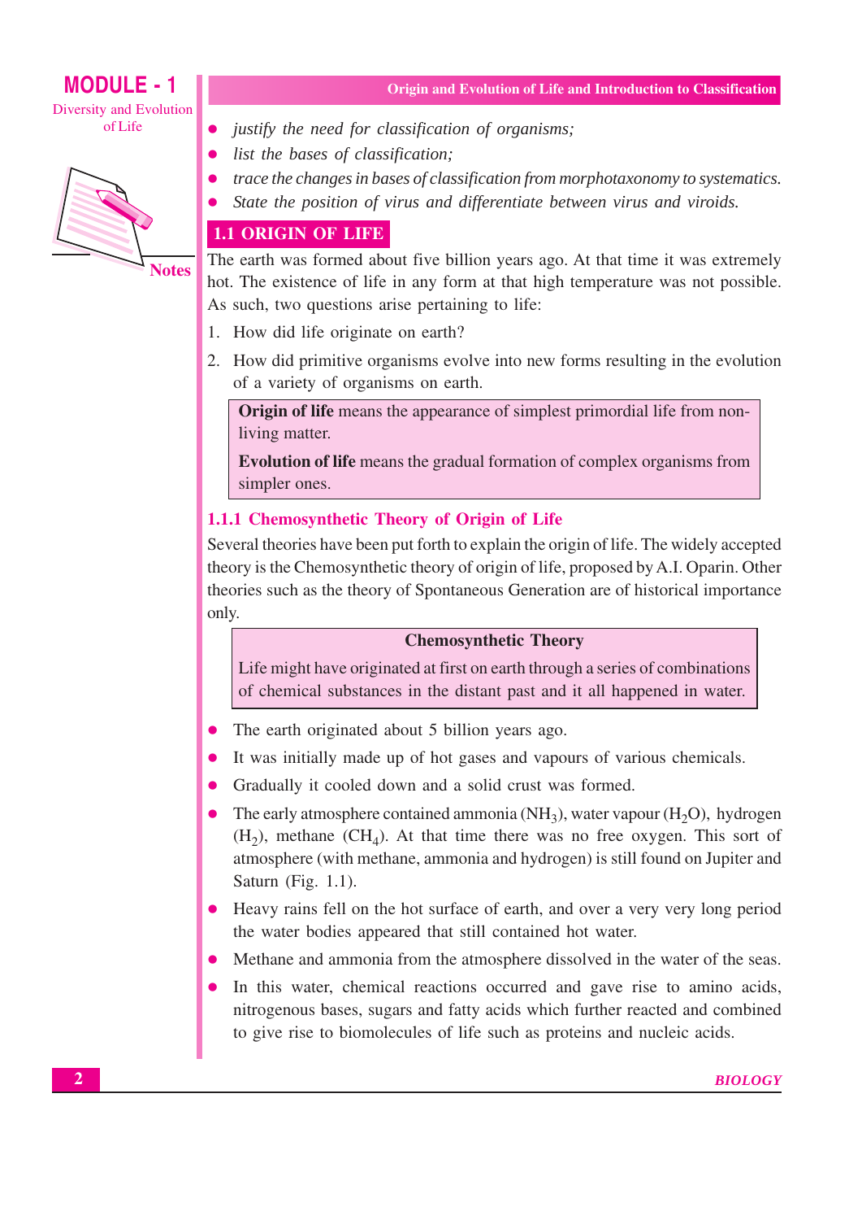- *justify the need for classification of organisms;*
- *list the bases of classification;*
- *trace the changes in bases of classification from morphotaxonomy to systematics.*
- *State the position of virus and differentiate between virus and viroids.*

## 1.1 ORIGIN OF LIFE

The earth was formed about five billion years ago. At that time it was extremely hot. The existence of life in any form at that high temperature was not possible. As such, two questions arise pertaining to life:

1. How did life originate on earth?
2. How did primitive organisms evolve into new forms resulting in the evolution of a variety of organisms on earth.

> **Origin of life** means the appearance of simplest primordial life from non-living matter.
>
> **Evolution of life** means the gradual formation of complex organisms from simpler ones.

### 1.1.1 Chemosynthetic Theory of Origin of Life

Several theories have been put forth to explain the origin of life. The widely accepted theory is the Chemosynthetic theory of origin of life, proposed by A.I. Oparin. Other theories such as the theory of Spontaneous Generation are of historical importance only.

> **Chemosynthetic Theory**
>
> Life might have originated at first on earth through a series of combinations of chemical substances in the distant past and it all happened in water.

- The earth originated about 5 billion years ago.
- It was initially made up of hot gases and vapours of various chemicals.
- Gradually it cooled down and a solid crust was formed.
- The early atmosphere contained ammonia ($NH_3$), water vapour ($H_2O$), hydrogen ($H_2$), methane ($CH_4$). At that time there was no free oxygen. This sort of atmosphere (with methane, ammonia and hydrogen) is still found on Jupiter and Saturn (Fig. 1.1).
- Heavy rains fell on the hot surface of earth, and over a very very long period the water bodies appeared that still contained hot water.
- Methane and ammonia from the atmosphere dissolved in the water of the seas.
- In this water, chemical reactions occurred and gave rise to amino acids, nitrogenous bases, sugars and fatty acids which further reacted and combined to give rise to biomolecules of life such as proteins and nucleic acids.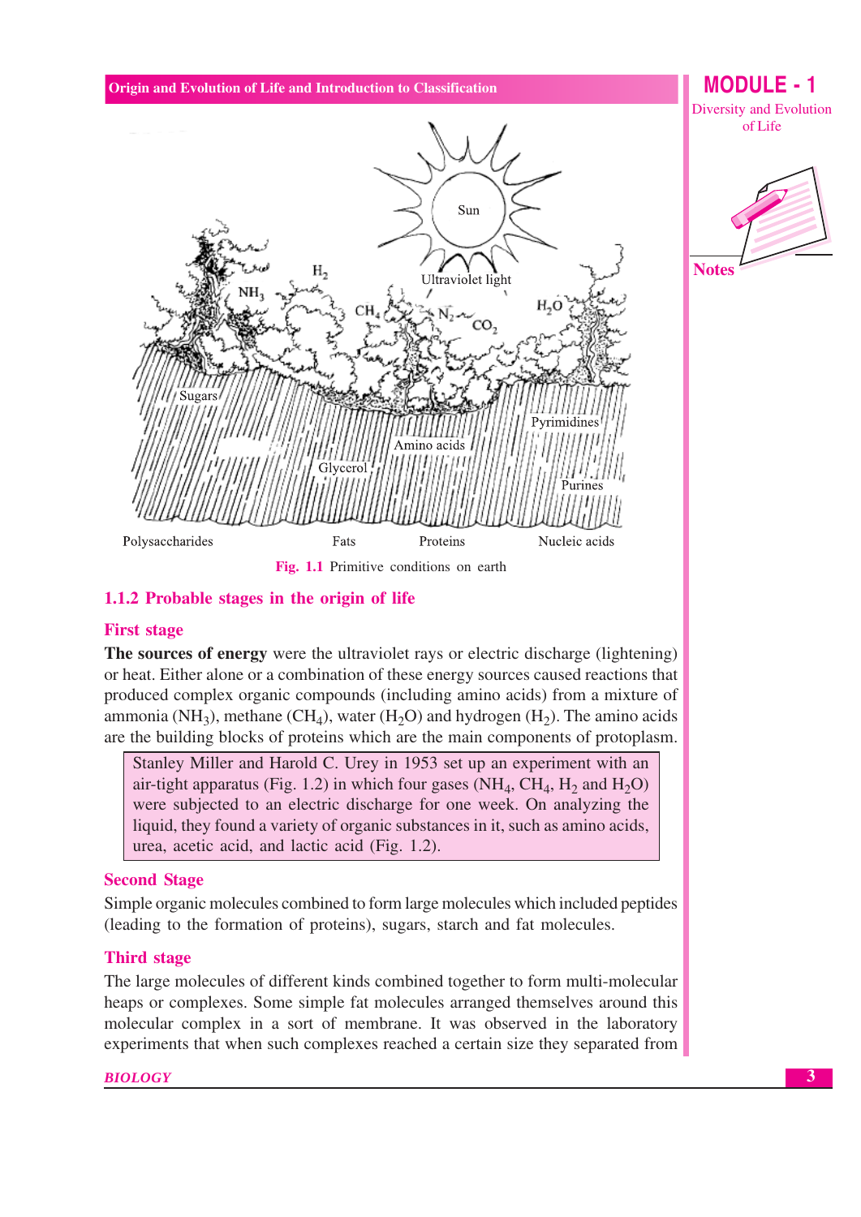Fig. 1.1 Primitive conditions on earth

### 1.1.2 Probable stages in the origin of life

#### First stage

**The sources of energy** were the ultraviolet rays or electric discharge (lightening) or heat. Either alone or a combination of these energy sources caused reactions that produced complex organic compounds (including amino acids) from a mixture of ammonia ($NH_3$), methane ($CH_4$), water ($H_2O$) and hydrogen ($H_2$). The amino acids are the building blocks of proteins which are the main components of protoplasm.

> Stanley Miller and Harold C. Urey in 1953 set up an experiment with an air-tight apparatus (Fig. 1.2) in which four gases ($NH_4$, $CH_4$, $H_2$ and $H_2O$) were subjected to an electric discharge for one week. On analyzing the liquid, they found a variety of organic substances in it, such as amino acids, urea, acetic acid, and lactic acid (Fig. 1.2).

#### Second Stage

Simple organic molecules combined to form large molecules which included peptides (leading to the formation of proteins), sugars, starch and fat molecules.

#### Third stage

The large molecules of different kinds combined together to form multi-molecular heaps or complexes. Some simple fat molecules arranged themselves around this molecular complex in a sort of membrane. It was observed in the laboratory experiments that when such complexes reached a certain size they separated from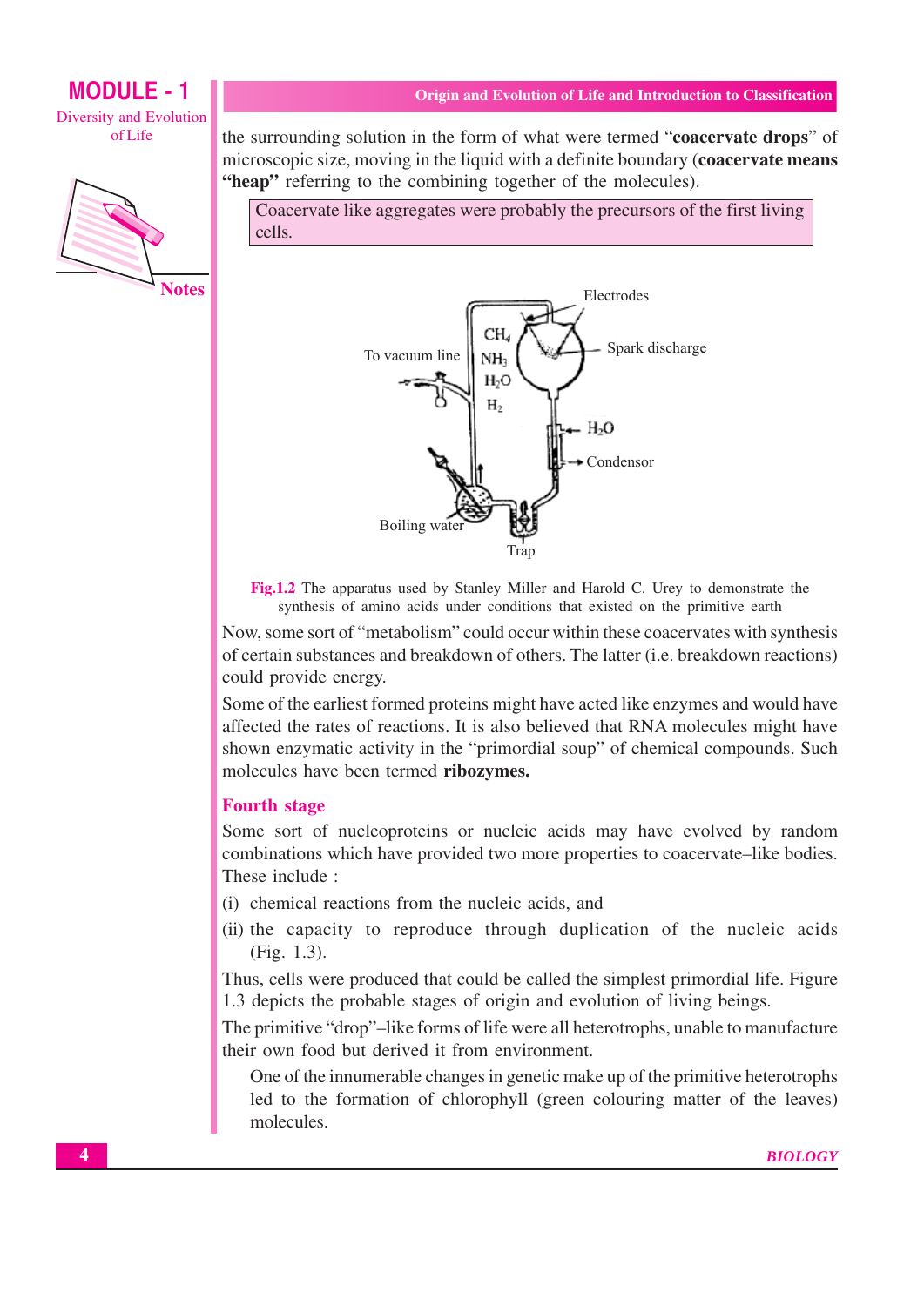the surrounding solution in the form of what were termed "**coacervate drops**" of microscopic size, moving in the liquid with a definite boundary (**coacervate means "heap"** referring to the combining together of the molecules).

> Coacervate like aggregates were probably the precursors of the first living cells.

**Fig.1.2** The apparatus used by Stanley Miller and Harold C. Urey to demonstrate the synthesis of amino acids under conditions that existed on the primitive earth

Now, some sort of "metabolism" could occur within these coacervates with synthesis of certain substances and breakdown of others. The latter (i.e. breakdown reactions) could provide energy.

Some of the earliest formed proteins might have acted like enzymes and would have affected the rates of reactions. It is also believed that RNA molecules might have shown enzymatic activity in the "primordial soup" of chemical compounds. Such molecules have been termed **ribozymes.**

## Fourth stage

Some sort of nucleoproteins or nucleic acids may have evolved by random combinations which have provided two more properties to coacervate–like bodies. These include :

(i) chemical reactions from the nucleic acids, and

(ii) the capacity to reproduce through duplication of the nucleic acids (Fig. 1.3).

Thus, cells were produced that could be called the simplest primordial life. Figure 1.3 depicts the probable stages of origin and evolution of living beings.

The primitive "drop"–like forms of life were all heterotrophs, unable to manufacture their own food but derived it from environment.

One of the innumerable changes in genetic make up of the primitive heterotrophs led to the formation of chlorophyll (green colouring matter of the leaves) molecules.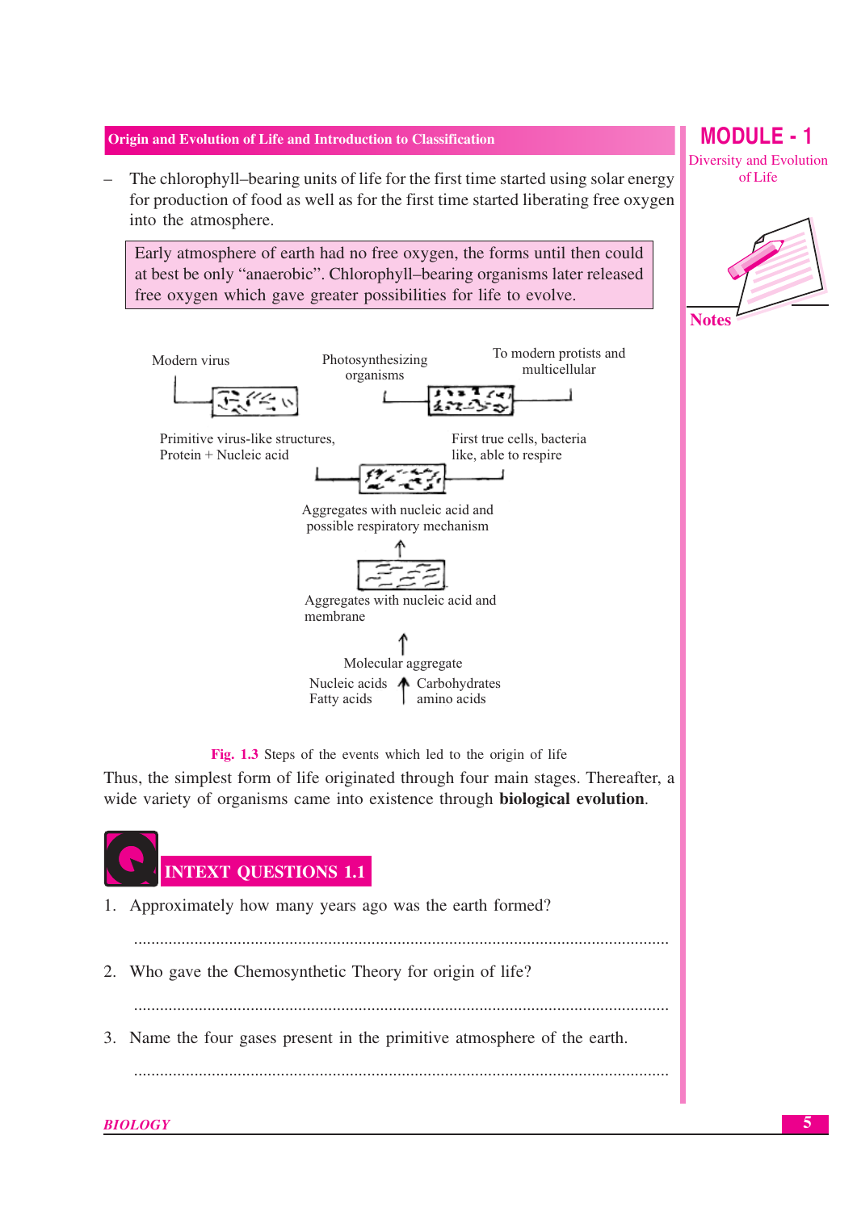– The chlorophyll–bearing units of life for the first time started using solar energy for production of food as well as for the first time started liberating free oxygen into the atmosphere.

> Early atmosphere of earth had no free oxygen, the forms until then could at best be only "anaerobic". Chlorophyll–bearing organisms later released free oxygen which gave greater possibilities for life to evolve.

Modern virus

Photosynthesizing organisms

To modern protists and multicellular

Primitive virus-like structures, Protein + Nucleic acid

First true cells, bacteria like, able to respire

Aggregates with nucleic acid and possible respiratory mechanism

Aggregates with nucleic acid and membrane

Molecular aggregate

Nucleic acids, Fatty acids, Carbohydrates, amino acids

**Fig. 1.3** Steps of the events which led to the origin of life

Thus, the simplest form of life originated through four main stages. Thereafter, a wide variety of organisms came into existence through **biological evolution**.

## INTEXT QUESTIONS 1.1

1. Approximately how many years ago was the earth formed?

   ..........................................................................................................................

2. Who gave the Chemosynthetic Theory for origin of life?

   ..........................................................................................................................

3. Name the four gases present in the primitive atmosphere of the earth.

   ..........................................................................................................................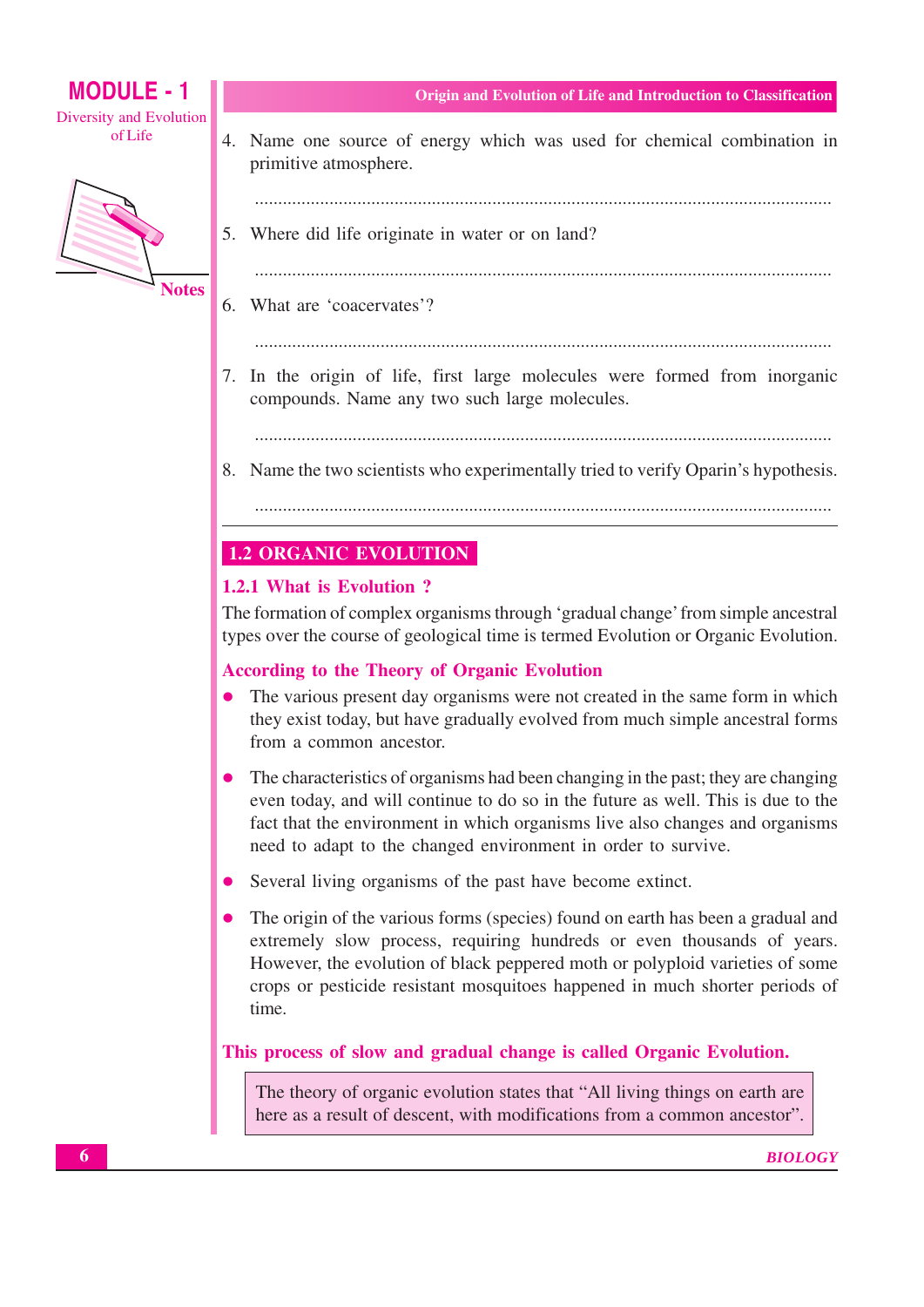4. Name one source of energy which was used for chemical combination in primitive atmosphere.

   ..........................................................................................................................

5. Where did life originate in water or on land?

   ..........................................................................................................................

6. What are 'coacervates'?

   ..........................................................................................................................

7. In the origin of life, first large molecules were formed from inorganic compounds. Name any two such large molecules.

   ..........................................................................................................................

8. Name the two scientists who experimentally tried to verify Oparin's hypothesis.

   ..........................................................................................................................

## 1.2 ORGANIC EVOLUTION

### 1.2.1 What is Evolution ?

The formation of complex organisms through 'gradual change' from simple ancestral types over the course of geological time is termed Evolution or Organic Evolution.

#### According to the Theory of Organic Evolution

- The various present day organisms were not created in the same form in which they exist today, but have gradually evolved from much simple ancestral forms from a common ancestor.
- The characteristics of organisms had been changing in the past; they are changing even today, and will continue to do so in the future as well. This is due to the fact that the environment in which organisms live also changes and organisms need to adapt to the changed environment in order to survive.
- Several living organisms of the past have become extinct.
- The origin of the various forms (species) found on earth has been a gradual and extremely slow process, requiring hundreds or even thousands of years. However, the evolution of black peppered moth or polyploid varieties of some crops or pesticide resistant mosquitoes happened in much shorter periods of time.

**This process of slow and gradual change is called Organic Evolution.**

> The theory of organic evolution states that "All living things on earth are here as a result of descent, with modifications from a common ancestor".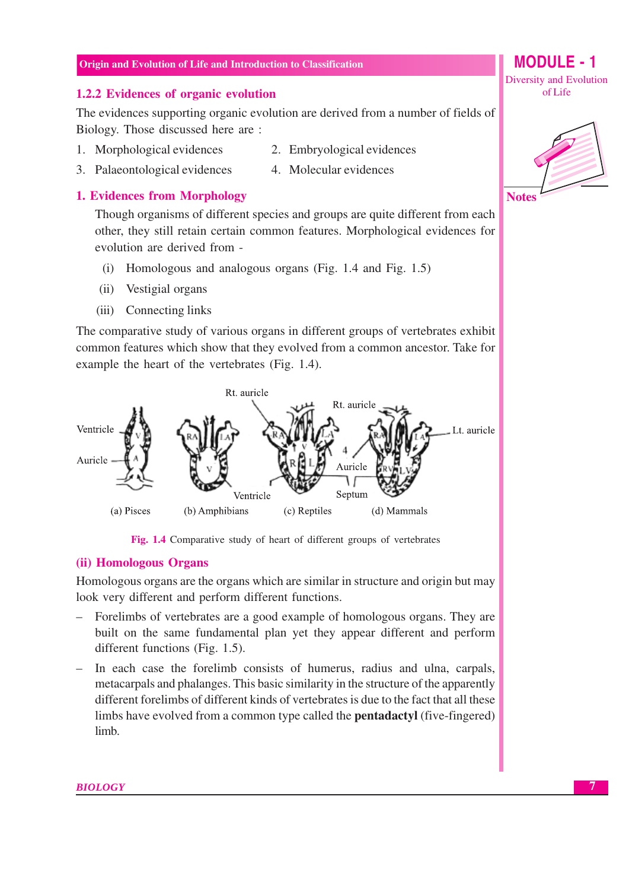### 1.2.2 Evidences of organic evolution

The evidences supporting organic evolution are derived from a number of fields of Biology. Those discussed here are :

1. Morphological evidences
2. Embryological evidences
3. Palaeontological evidences
4. Molecular evidences

### 1. Evidences from Morphology

Though organisms of different species and groups are quite different from each other, they still retain certain common features. Morphological evidences for evolution are derived from -

(i) Homologous and analogous organs (Fig. 1.4 and Fig. 1.5)

(ii) Vestigial organs

(iii) Connecting links

The comparative study of various organs in different groups of vertebrates exhibit common features which show that they evolved from a common ancestor. Take for example the heart of the vertebrates (Fig. 1.4).

Fig. 1.4 Comparative study of heart of different groups of vertebrates

### (ii) Homologous Organs

Homologous organs are the organs which are similar in structure and origin but may look very different and perform different functions.

- Forelimbs of vertebrates are a good example of homologous organs. They are built on the same fundamental plan yet they appear different and perform different functions (Fig. 1.5).
- In each case the forelimb consists of humerus, radius and ulna, carpals, metacarpals and phalanges. This basic similarity in the structure of the apparently different forelimbs of different kinds of vertebrates is due to the fact that all these limbs have evolved from a common type called the **pentadactyl** (five-fingered) limb.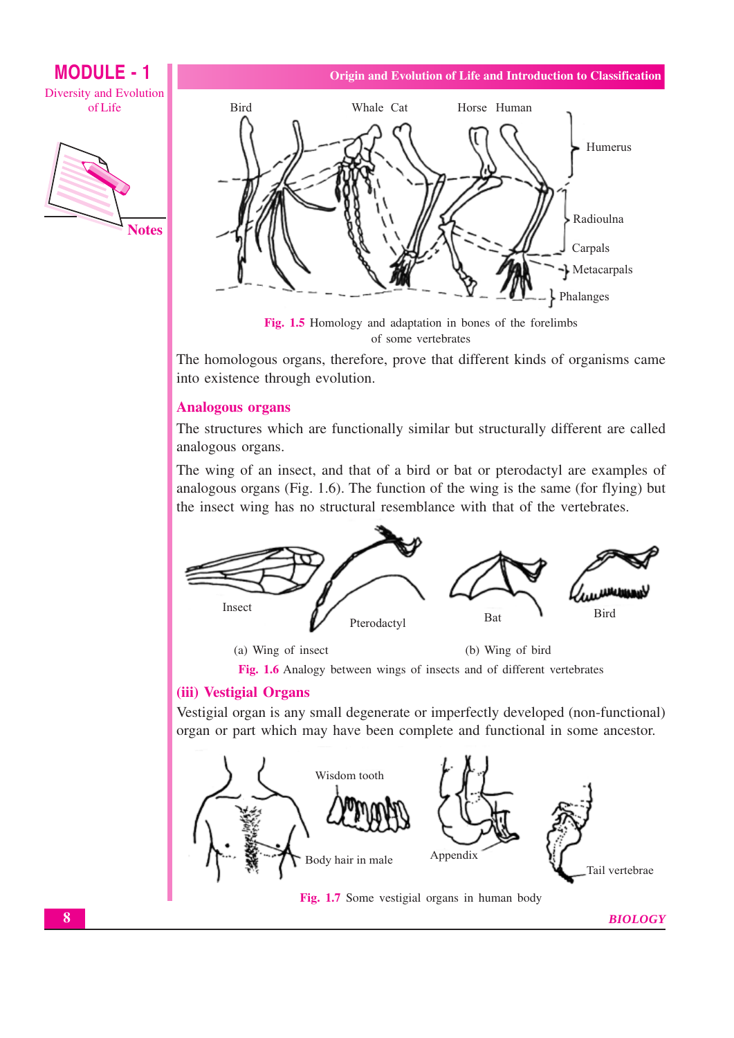Fig. 1.5 Homology and adaptation in bones of the forelimbs of some vertebrates

The homologous organs, therefore, prove that different kinds of organisms came into existence through evolution.

### Analogous organs

The structures which are functionally similar but structurally different are called analogous organs.

The wing of an insect, and that of a bird or bat or pterodactyl are examples of analogous organs (Fig. 1.6). The function of the wing is the same (for flying) but the insect wing has no structural resemblance with that of the vertebrates.

(a) Wing of insect (b) Wing of bird

Fig. 1.6 Analogy between wings of insects and of different vertebrates

### (iii) Vestigial Organs

Vestigial organ is any small degenerate or imperfectly developed (non-functional) organ or part which may have been complete and functional in some ancestor.

Fig. 1.7 Some vestigial organs in human body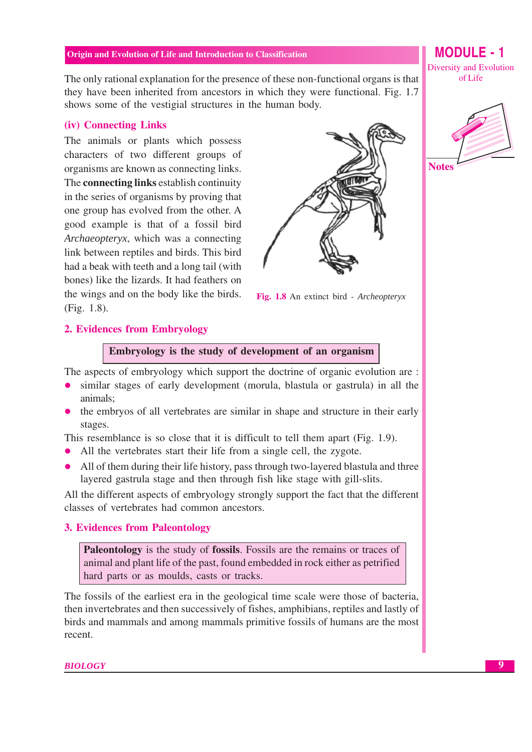The only rational explanation for the presence of these non-functional organs is that they have been inherited from ancestors in which they were functional. Fig. 1.7 shows some of the vestigial structures in the human body.

### (iv) Connecting Links

The animals or plants which possess characters of two different groups of organisms are known as connecting links. The **connecting links** establish continuity in the series of organisms by proving that one group has evolved from the other. A good example is that of a fossil bird *Archaeopteryx*, which was a connecting link between reptiles and birds. This bird had a beak with teeth and a long tail (with bones) like the lizards. It had feathers on the wings and on the body like the birds. (Fig. 1.8).

**Fig. 1.8** An extinct bird - *Archeopteryx*

## 2. Evidences from Embryology

**Embryology is the study of development of an organism**

The aspects of embryology which support the doctrine of organic evolution are :

- similar stages of early development (morula, blastula or gastrula) in all the animals;
- the embryos of all vertebrates are similar in shape and structure in their early stages.

This resemblance is so close that it is difficult to tell them apart (Fig. 1.9).

- All the vertebrates start their life from a single cell, the zygote.
- All of them during their life history, pass through two-layered blastula and three layered gastrula stage and then through fish like stage with gill-slits.

All the different aspects of embryology strongly support the fact that the different classes of vertebrates had common ancestors.

## 3. Evidences from Paleontology

**Paleontology** is the study of **fossils**. Fossils are the remains or traces of animal and plant life of the past, found embedded in rock either as petrified hard parts or as moulds, casts or tracks.

The fossils of the earliest era in the geological time scale were those of bacteria, then invertebrates and then successively of fishes, amphibians, reptiles and lastly of birds and mammals and among mammals primitive fossils of humans are the most recent.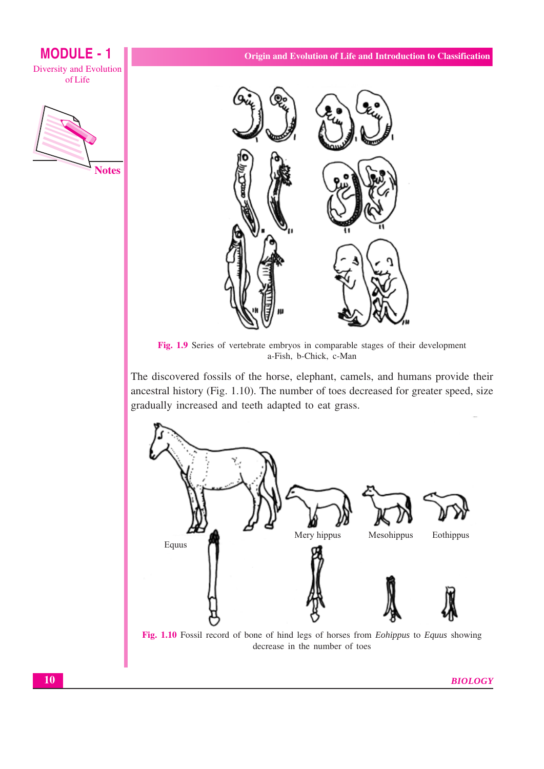Fig. 1.9 Series of vertebrate embryos in comparable stages of their development a-Fish, b-Chick, c-Man

The discovered fossils of the horse, elephant, camels, and humans provide their ancestral history (Fig. 1.10). The number of toes decreased for greater speed, size gradually increased and teeth adapted to eat grass.

Equus

Mery hippus

Mesohippus

Eothippus

Fig. 1.10 Fossil record of bone of hind legs of horses from *Eohippus* to *Equus* showing decrease in the number of toes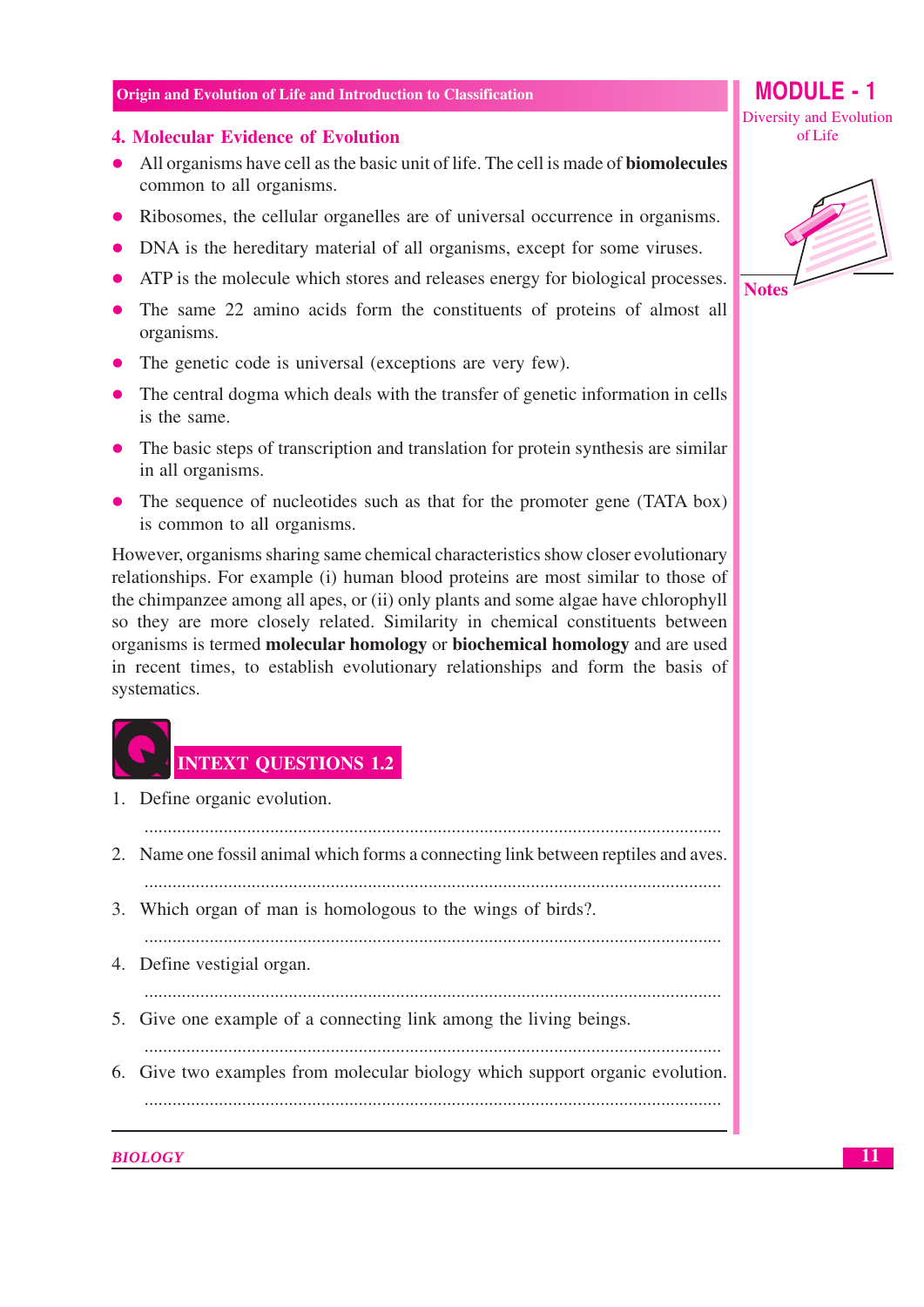## 4. Molecular Evidence of Evolution

- All organisms have cell as the basic unit of life. The cell is made of **biomolecules** common to all organisms.
- Ribosomes, the cellular organelles are of universal occurrence in organisms.
- DNA is the hereditary material of all organisms, except for some viruses.
- ATP is the molecule which stores and releases energy for biological processes.
- The same 22 amino acids form the constituents of proteins of almost all organisms.
- The genetic code is universal (exceptions are very few).
- The central dogma which deals with the transfer of genetic information in cells is the same.
- The basic steps of transcription and translation for protein synthesis are similar in all organisms.
- The sequence of nucleotides such as that for the promoter gene (TATA box) is common to all organisms.

However, organisms sharing same chemical characteristics show closer evolutionary relationships. For example (i) human blood proteins are most similar to those of the chimpanzee among all apes, or (ii) only plants and some algae have chlorophyll so they are more closely related. Similarity in chemical constituents between organisms is termed **molecular homology** or **biochemical homology** and are used in recent times, to establish evolutionary relationships and form the basis of systematics.

## INTEXT QUESTIONS 1.2

1. Define organic evolution.

   ..........................................................................................................

2. Name one fossil animal which forms a connecting link between reptiles and aves.

   ..........................................................................................................

3. Which organ of man is homologous to the wings of birds?.

   ..........................................................................................................

4. Define vestigial organ.

   ..........................................................................................................

5. Give one example of a connecting link among the living beings.

   ..........................................................................................................

6. Give two examples from molecular biology which support organic evolution.

   ..........................................................................................................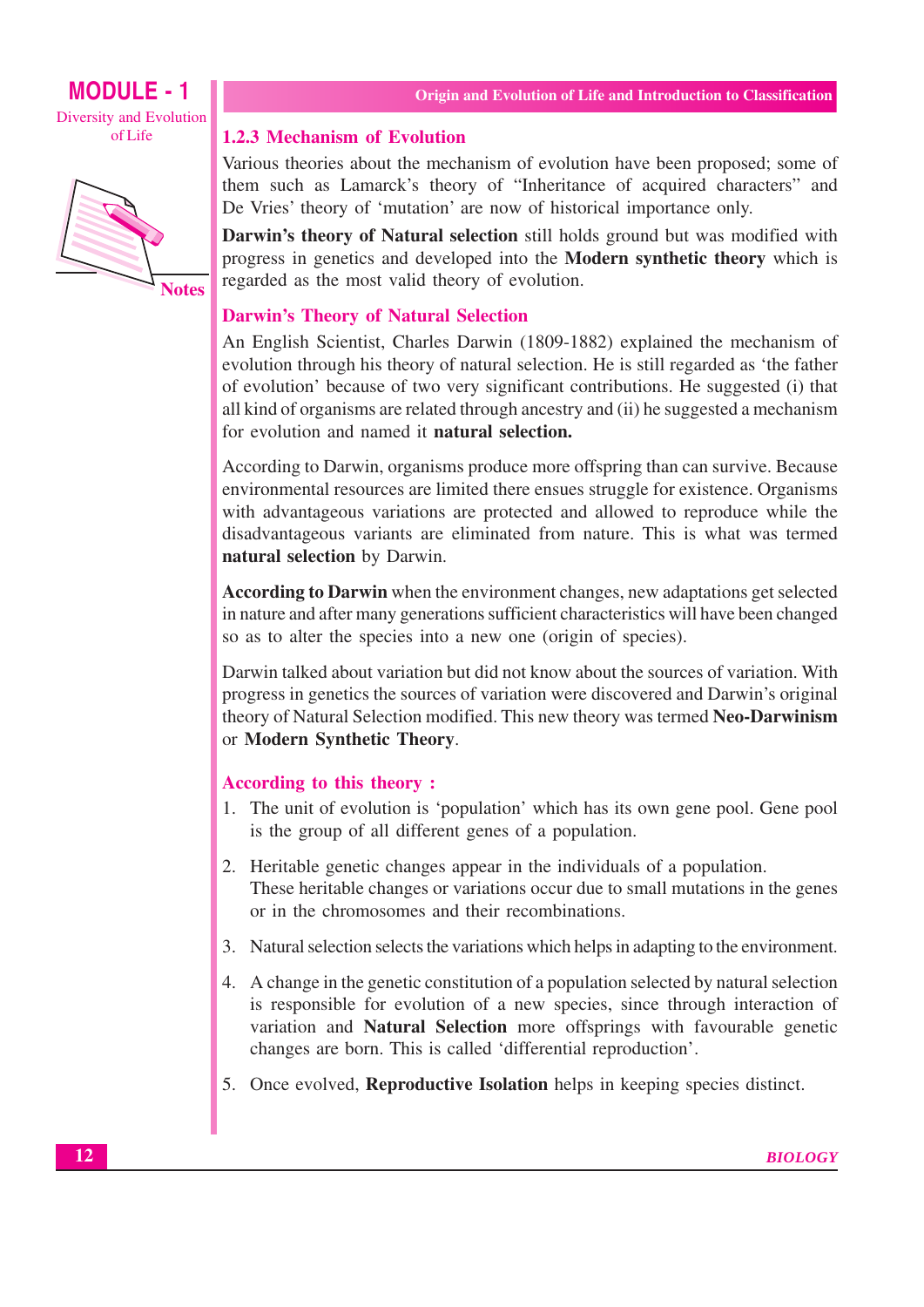### 1.2.3 Mechanism of Evolution

Various theories about the mechanism of evolution have been proposed; some of them such as Lamarck's theory of "Inheritance of acquired characters" and De Vries' theory of 'mutation' are now of historical importance only.

**Darwin's theory of Natural selection** still holds ground but was modified with progress in genetics and developed into the **Modern synthetic theory** which is regarded as the most valid theory of evolution.

#### Darwin's Theory of Natural Selection

An English Scientist, Charles Darwin (1809-1882) explained the mechanism of evolution through his theory of natural selection. He is still regarded as 'the father of evolution' because of two very significant contributions. He suggested (i) that all kind of organisms are related through ancestry and (ii) he suggested a mechanism for evolution and named it **natural selection.**

According to Darwin, organisms produce more offspring than can survive. Because environmental resources are limited there ensues struggle for existence. Organisms with advantageous variations are protected and allowed to reproduce while the disadvantageous variants are eliminated from nature. This is what was termed **natural selection** by Darwin.

**According to Darwin** when the environment changes, new adaptations get selected in nature and after many generations sufficient characteristics will have been changed so as to alter the species into a new one (origin of species).

Darwin talked about variation but did not know about the sources of variation. With progress in genetics the sources of variation were discovered and Darwin's original theory of Natural Selection modified. This new theory was termed **Neo-Darwinism** or **Modern Synthetic Theory**.

#### According to this theory :

1. The unit of evolution is 'population' which has its own gene pool. Gene pool is the group of all different genes of a population.
2. Heritable genetic changes appear in the individuals of a population. These heritable changes or variations occur due to small mutations in the genes or in the chromosomes and their recombinations.
3. Natural selection selects the variations which helps in adapting to the environment.
4. A change in the genetic constitution of a population selected by natural selection is responsible for evolution of a new species, since through interaction of variation and **Natural Selection** more offsprings with favourable genetic changes are born. This is called 'differential reproduction'.
5. Once evolved, **Reproductive Isolation** helps in keeping species distinct.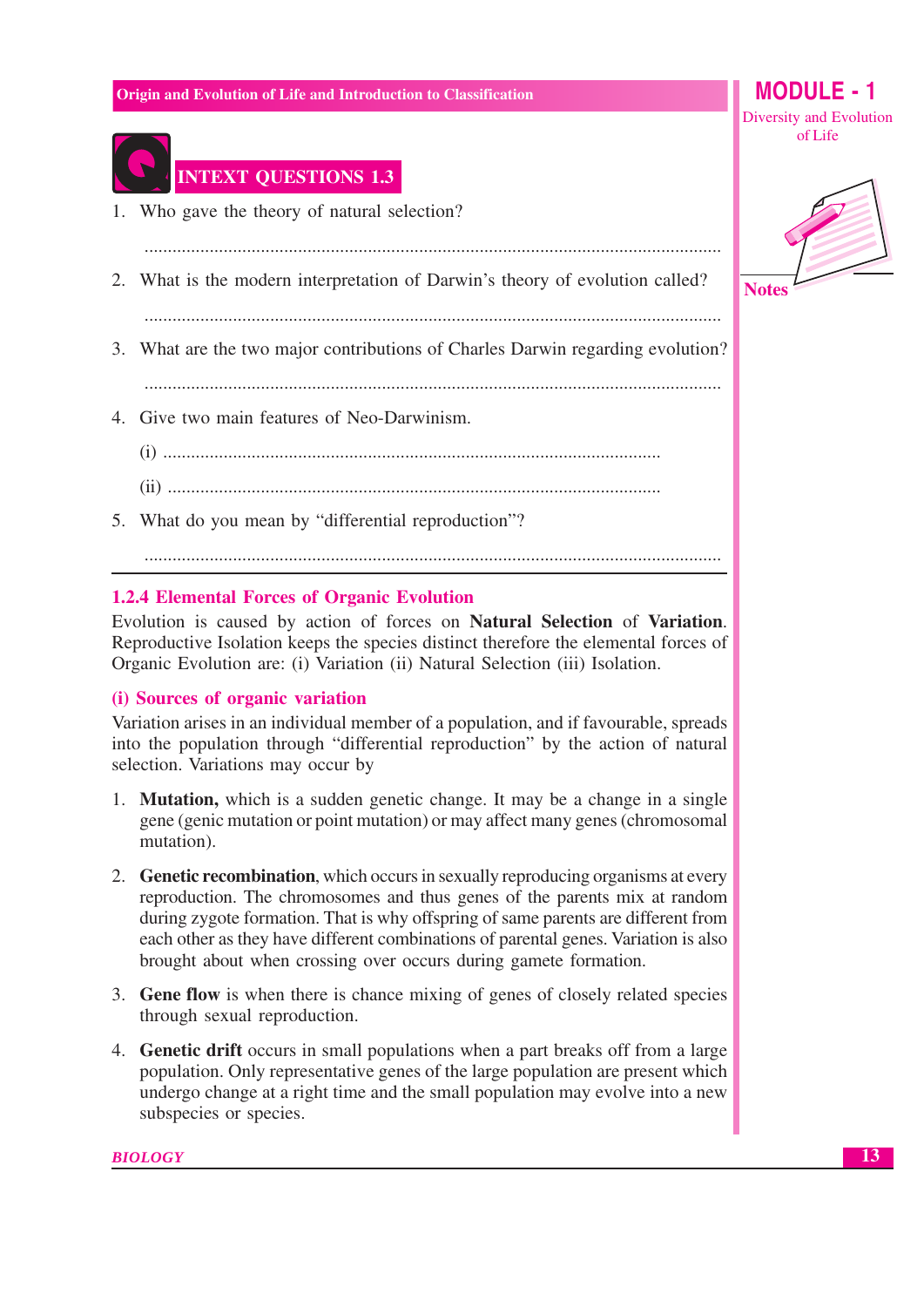## INTEXT QUESTIONS 1.3

1. Who gave the theory of natural selection?

   ..........................................................................................................................

2. What is the modern interpretation of Darwin's theory of evolution called?

   ..........................................................................................................................

3. What are the two major contributions of Charles Darwin regarding evolution?

   ..........................................................................................................................

4. Give two main features of Neo-Darwinism.

   (i) ..........................................................................................

   (ii) ..........................................................................................

5. What do you mean by "differential reproduction"?

   ..........................................................................................................................

---

### 1.2.4 Elemental Forces of Organic Evolution

Evolution is caused by action of forces on **Natural Selection** of **Variation**. Reproductive Isolation keeps the species distinct therefore the elemental forces of Organic Evolution are: (i) Variation (ii) Natural Selection (iii) Isolation.

#### (i) Sources of organic variation

Variation arises in an individual member of a population, and if favourable, spreads into the population through "differential reproduction" by the action of natural selection. Variations may occur by

1. **Mutation,** which is a sudden genetic change. It may be a change in a single gene (genic mutation or point mutation) or may affect many genes (chromosomal mutation).

2. **Genetic recombination**, which occurs in sexually reproducing organisms at every reproduction. The chromosomes and thus genes of the parents mix at random during zygote formation. That is why offspring of same parents are different from each other as they have different combinations of parental genes. Variation is also brought about when crossing over occurs during gamete formation.

3. **Gene flow** is when there is chance mixing of genes of closely related species through sexual reproduction.

4. **Genetic drift** occurs in small populations when a part breaks off from a large population. Only representative genes of the large population are present which undergo change at a right time and the small population may evolve into a new subspecies or species.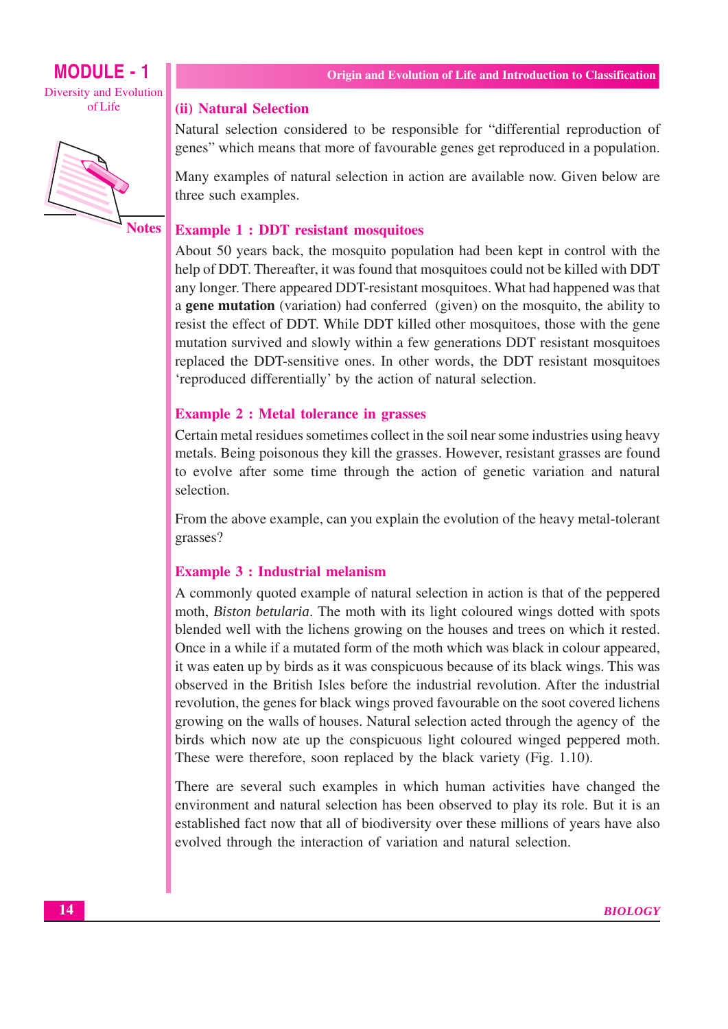### (ii) Natural Selection

Natural selection considered to be responsible for "differential reproduction of genes" which means that more of favourable genes get reproduced in a population.

Many examples of natural selection in action are available now. Given below are three such examples.

#### Example 1 : DDT resistant mosquitoes

About 50 years back, the mosquito population had been kept in control with the help of DDT. Thereafter, it was found that mosquitoes could not be killed with DDT any longer. There appeared DDT-resistant mosquitoes. What had happened was that a **gene mutation** (variation) had conferred (given) on the mosquito, the ability to resist the effect of DDT. While DDT killed other mosquitoes, those with the gene mutation survived and slowly within a few generations DDT resistant mosquitoes replaced the DDT-sensitive ones. In other words, the DDT resistant mosquitoes 'reproduced differentially' by the action of natural selection.

#### Example 2 : Metal tolerance in grasses

Certain metal residues sometimes collect in the soil near some industries using heavy metals. Being poisonous they kill the grasses. However, resistant grasses are found to evolve after some time through the action of genetic variation and natural selection.

From the above example, can you explain the evolution of the heavy metal-tolerant grasses?

#### Example 3 : Industrial melanism

A commonly quoted example of natural selection in action is that of the peppered moth, *Biston betularia*. The moth with its light coloured wings dotted with spots blended well with the lichens growing on the houses and trees on which it rested. Once in a while if a mutated form of the moth which was black in colour appeared, it was eaten up by birds as it was conspicuous because of its black wings. This was observed in the British Isles before the industrial revolution. After the industrial revolution, the genes for black wings proved favourable on the soot covered lichens growing on the walls of houses. Natural selection acted through the agency of the birds which now ate up the conspicuous light coloured winged peppered moth. These were therefore, soon replaced by the black variety (Fig. 1.10).

There are several such examples in which human activities have changed the environment and natural selection has been observed to play its role. But it is an established fact now that all of biodiversity over these millions of years have also evolved through the interaction of variation and natural selection.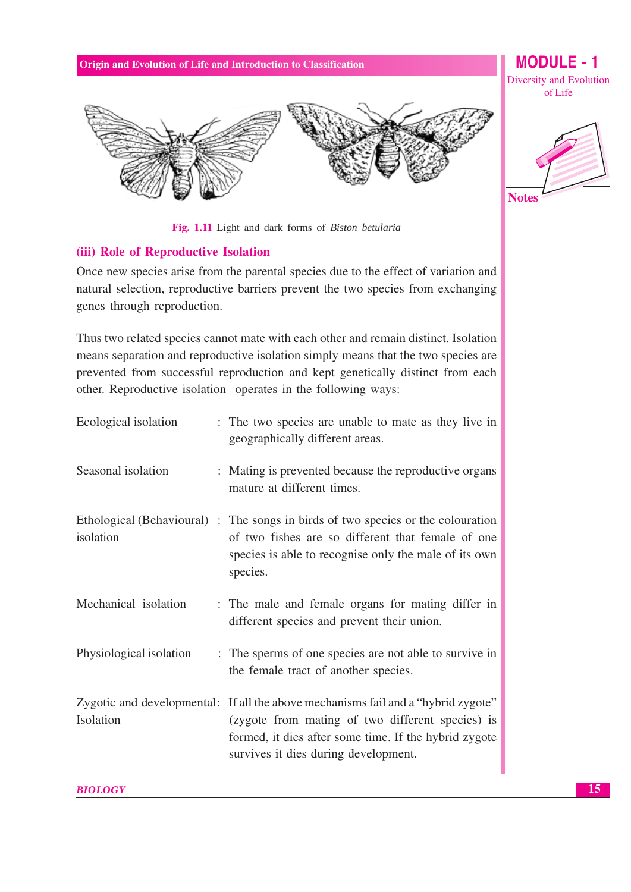Fig. 1.11 Light and dark forms of *Biston betularia*

### (iii) Role of Reproductive Isolation

Once new species arise from the parental species due to the effect of variation and natural selection, reproductive barriers prevent the two species from exchanging genes through reproduction.

Thus two related species cannot mate with each other and remain distinct. Isolation means separation and reproductive isolation simply means that the two species are prevented from successful reproduction and kept genetically distinct from each other. Reproductive isolation operates in the following ways:

| | |
|---|---|
| Ecological isolation | : The two species are unable to mate as they live in geographically different areas. |
| Seasonal isolation | : Mating is prevented because the reproductive organs mature at different times. |
| Ethological (Behavioural) isolation | : The songs in birds of two species or the colouration of two fishes are so different that female of one species is able to recognise only the male of its own species. |
| Mechanical isolation | : The male and female organs for mating differ in different species and prevent their union. |
| Physiological isolation | : The sperms of one species are not able to survive in the female tract of another species. |
| Zygotic and developmental Isolation | : If all the above mechanisms fail and a "hybrid zygote" (zygote from mating of two different species) is formed, it dies after some time. If the hybrid zygote survives it dies during development. |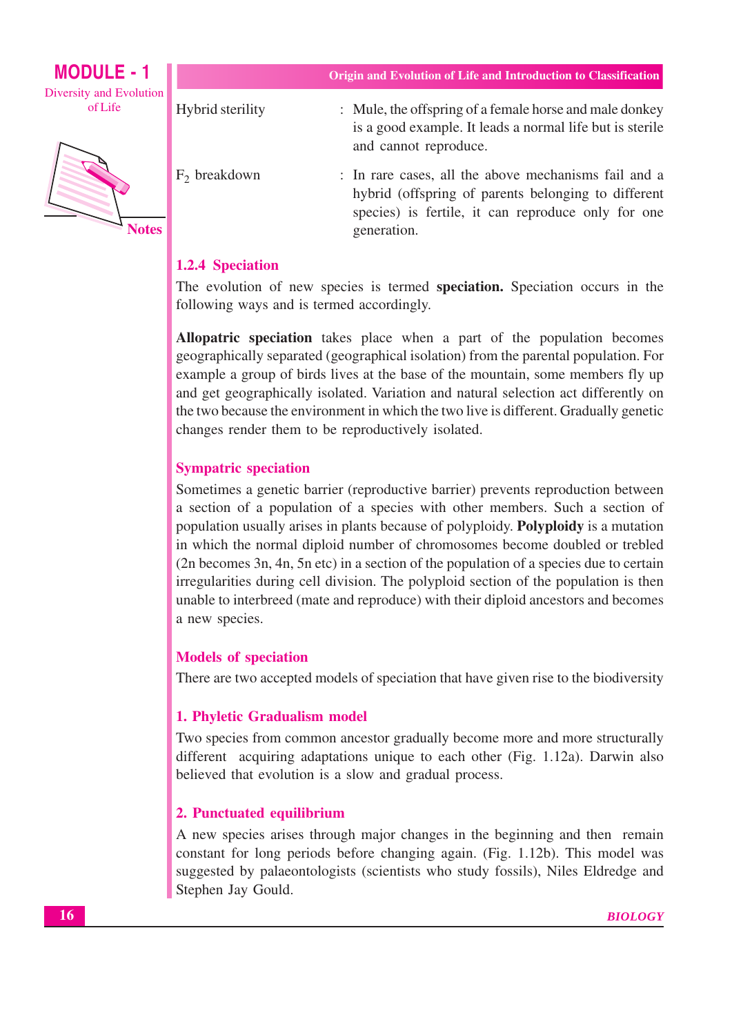| | |
|---|---|
| Hybrid sterility | : Mule, the offspring of a female horse and male donkey is a good example. It leads a normal life but is sterile and cannot reproduce. |
| $F_2$ breakdown | : In rare cases, all the above mechanisms fail and a hybrid (offspring of parents belonging to different species) is fertile, it can reproduce only for one generation. |

### 1.2.4 Speciation

The evolution of new species is termed **speciation.** Speciation occurs in the following ways and is termed accordingly.

**Allopatric speciation** takes place when a part of the population becomes geographically separated (geographical isolation) from the parental population. For example a group of birds lives at the base of the mountain, some members fly up and get geographically isolated. Variation and natural selection act differently on the two because the environment in which the two live is different. Gradually genetic changes render them to be reproductively isolated.

#### Sympatric speciation

Sometimes a genetic barrier (reproductive barrier) prevents reproduction between a section of a population of a species with other members. Such a section of population usually arises in plants because of polyploidy. **Polyploidy** is a mutation in which the normal diploid number of chromosomes become doubled or trebled (2n becomes 3n, 4n, 5n etc) in a section of the population of a species due to certain irregularities during cell division. The polyploid section of the population is then unable to interbreed (mate and reproduce) with their diploid ancestors and becomes a new species.

#### Models of speciation

There are two accepted models of speciation that have given rise to the biodiversity

#### 1. Phyletic Gradualism model

Two species from common ancestor gradually become more and more structurally different acquiring adaptations unique to each other (Fig. 1.12a). Darwin also believed that evolution is a slow and gradual process.

#### 2. Punctuated equilibrium

A new species arises through major changes in the beginning and then remain constant for long periods before changing again. (Fig. 1.12b). This model was suggested by palaeontologists (scientists who study fossils), Niles Eldredge and Stephen Jay Gould.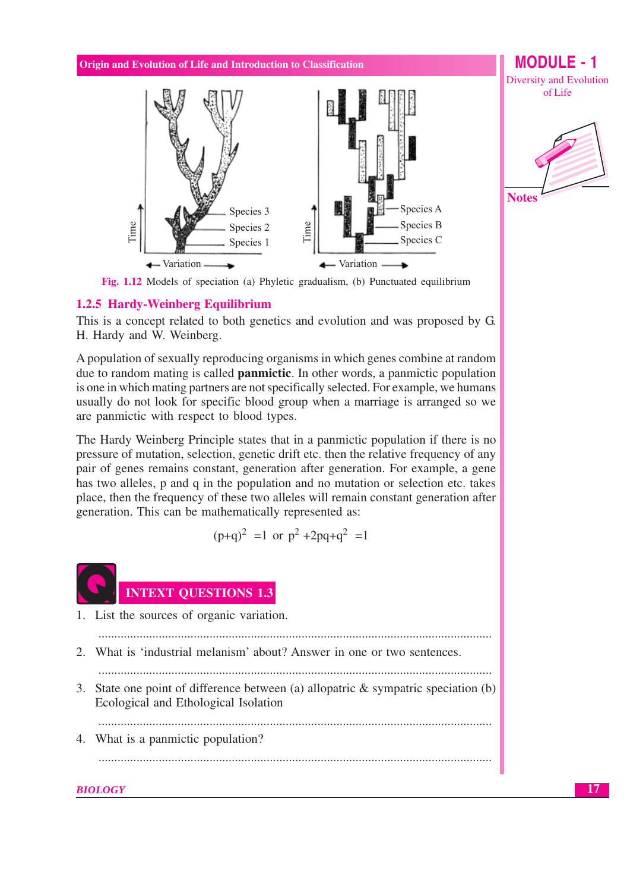Fig. 1.12 Models of speciation (a) Phyletic gradualism, (b) Punctuated equilibrium

### 1.2.5 Hardy-Weinberg Equilibrium

This is a concept related to both genetics and evolution and was proposed by G. H. Hardy and W. Weinberg.

A population of sexually reproducing organisms in which genes combine at random due to random mating is called **panmictic**. In other words, a panmictic population is one in which mating partners are not specifically selected. For example, we humans usually do not look for specific blood group when a marriage is arranged so we are panmictic with respect to blood types.

The Hardy Weinberg Principle states that in a panmictic population if there is no pressure of mutation, selection, genetic drift etc. then the relative frequency of any pair of genes remains constant, generation after generation. For example, a gene has two alleles, p and q in the population and no mutation or selection etc. takes place, then the frequency of these two alleles will remain constant generation after generation. This can be mathematically represented as:

$$(p+q)^2 = 1 \text{ or } p^2 + 2pq + q^2 = 1$$

## INTEXT QUESTIONS 1.3

1. List the sources of organic variation.

   ..........................................................................................................................

2. What is 'industrial melanism' about? Answer in one or two sentences.

   ..........................................................................................................................

3. State one point of difference between (a) allopatric & sympatric speciation (b) Ecological and Ethological Isolation

   ..........................................................................................................................

4. What is a panmictic population?

   ..........................................................................................................................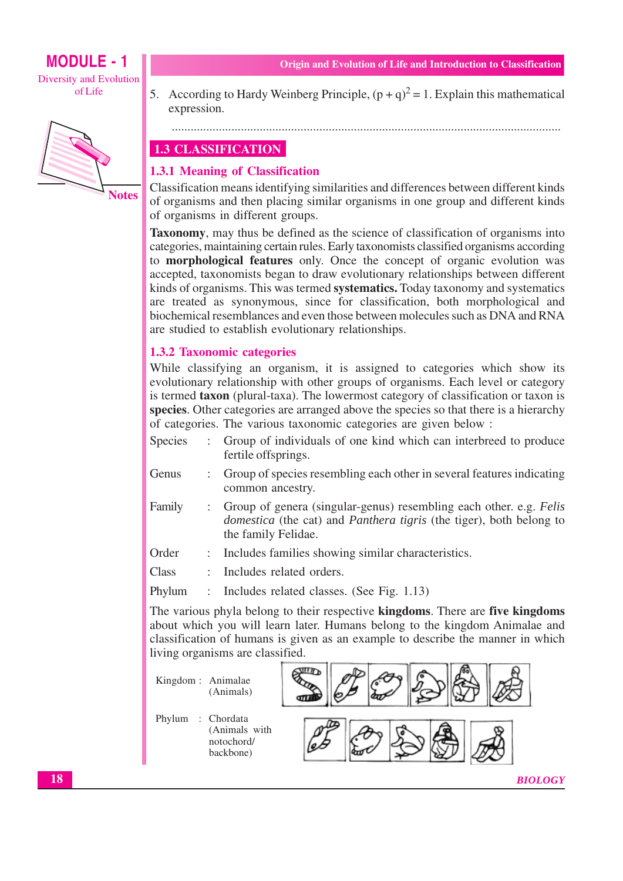5. According to Hardy Weinberg Principle, $(p + q)^2 = 1$. Explain this mathematical expression.

...........................................................................................................................

## 1.3 CLASSIFICATION

### 1.3.1 Meaning of Classification

Classification means identifying similarities and differences between different kinds of organisms and then placing similar organisms in one group and different kinds of organisms in different groups.

**Taxonomy**, may thus be defined as the science of classification of organisms into categories, maintaining certain rules. Early taxonomists classified organisms according to **morphological features** only. Once the concept of organic evolution was accepted, taxonomists began to draw evolutionary relationships between different kinds of organisms. This was termed **systematics.** Today taxonomy and systematics are treated as synonymous, since for classification, both morphological and biochemical resemblances and even those between molecules such as DNA and RNA are studied to establish evolutionary relationships.

### 1.3.2 Taxonomic categories

While classifying an organism, it is assigned to categories which show its evolutionary relationship with other groups of organisms. Each level or category is termed **taxon** (plural-taxa). The lowermost category of classification or taxon is **species**. Other categories are arranged above the species so that there is a hierarchy of categories. The various taxonomic categories are given below :

- Species : Group of individuals of one kind which can interbreed to produce fertile offsprings.
- Genus : Group of species resembling each other in several features indicating common ancestry.
- Family : Group of genera (singular-genus) resembling each other. e.g. *Felis domestica* (the cat) and *Panthera tigris* (the tiger), both belong to the family Felidae.
- Order : Includes families showing similar characteristics.
- Class : Includes related orders.
- Phylum : Includes related classes. (See Fig. 1.13)

The various phyla belong to their respective **kingdoms**. There are **five kingdoms** about which you will learn later. Humans belong to the kingdom Animalae and classification of humans is given as an example to describe the manner in which living organisms are classified.

Kingdom : Animalae (Animals)

Phylum : Chordata (Animals with notochord/ backbone)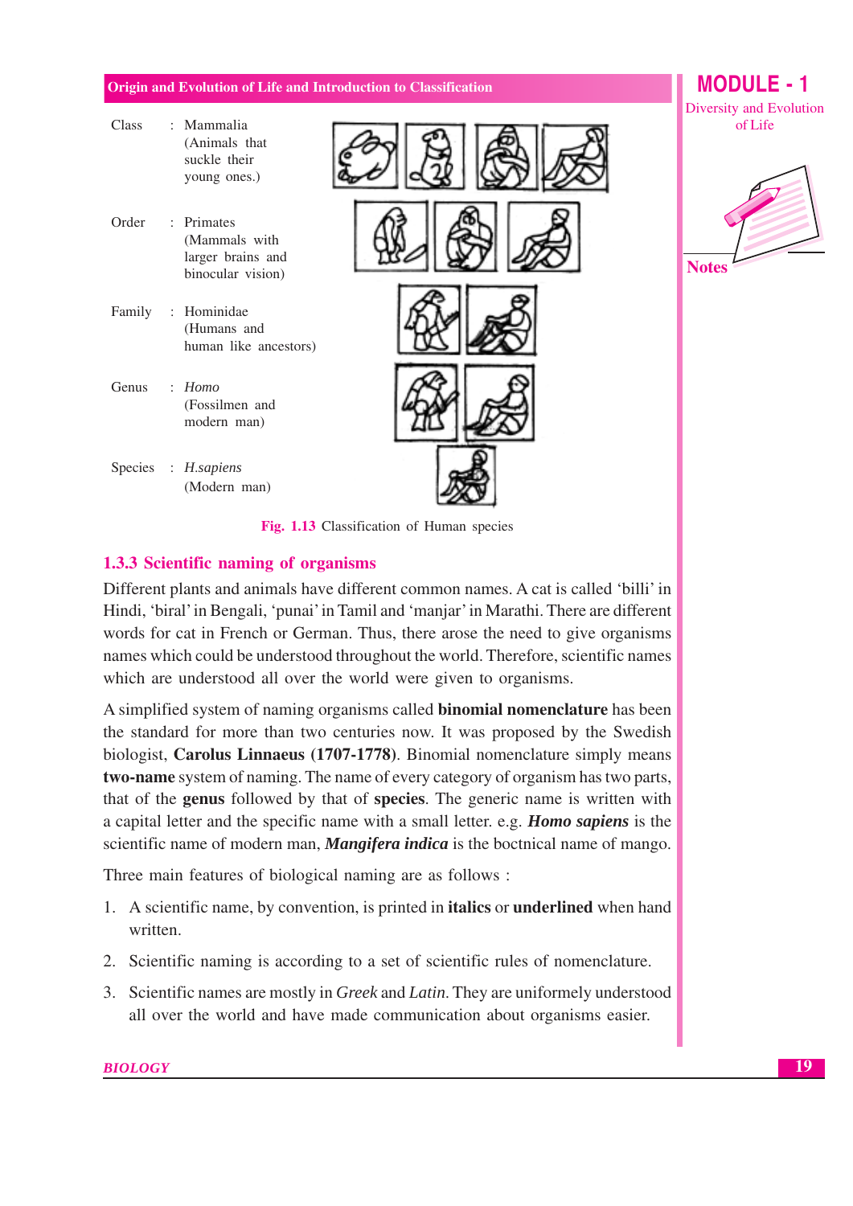Class : Mammalia (Animals that suckle their young ones.)

Order : Primates (Mammals with larger brains and binocular vision)

Family : Hominidae (Humans and human like ancestors)

Genus : *Homo* (Fossilmen and modern man)

Species : *H.sapiens* (Modern man)

**Fig. 1.13** Classification of Human species

### 1.3.3 Scientific naming of organisms

Different plants and animals have different common names. A cat is called 'billi' in Hindi, 'biral' in Bengali, 'punai' in Tamil and 'manjar' in Marathi. There are different words for cat in French or German. Thus, there arose the need to give organisms names which could be understood throughout the world. Therefore, scientific names which are understood all over the world were given to organisms.

A simplified system of naming organisms called **binomial nomenclature** has been the standard for more than two centuries now. It was proposed by the Swedish biologist, **Carolus Linnaeus (1707-1778)**. Binomial nomenclature simply means **two-name** system of naming. The name of every category of organism has two parts, that of the **genus** followed by that of **species**. The generic name is written with a capital letter and the specific name with a small letter. e.g. ***Homo sapiens*** is the scientific name of modern man, ***Mangifera indica*** is the boctnical name of mango.

Three main features of biological naming are as follows :

1. A scientific name, by convention, is printed in **italics** or **underlined** when hand written.
2. Scientific naming is according to a set of scientific rules of nomenclature.
3. Scientific names are mostly in *Greek* and *Latin*. They are uniformely understood all over the world and have made communication about organisms easier.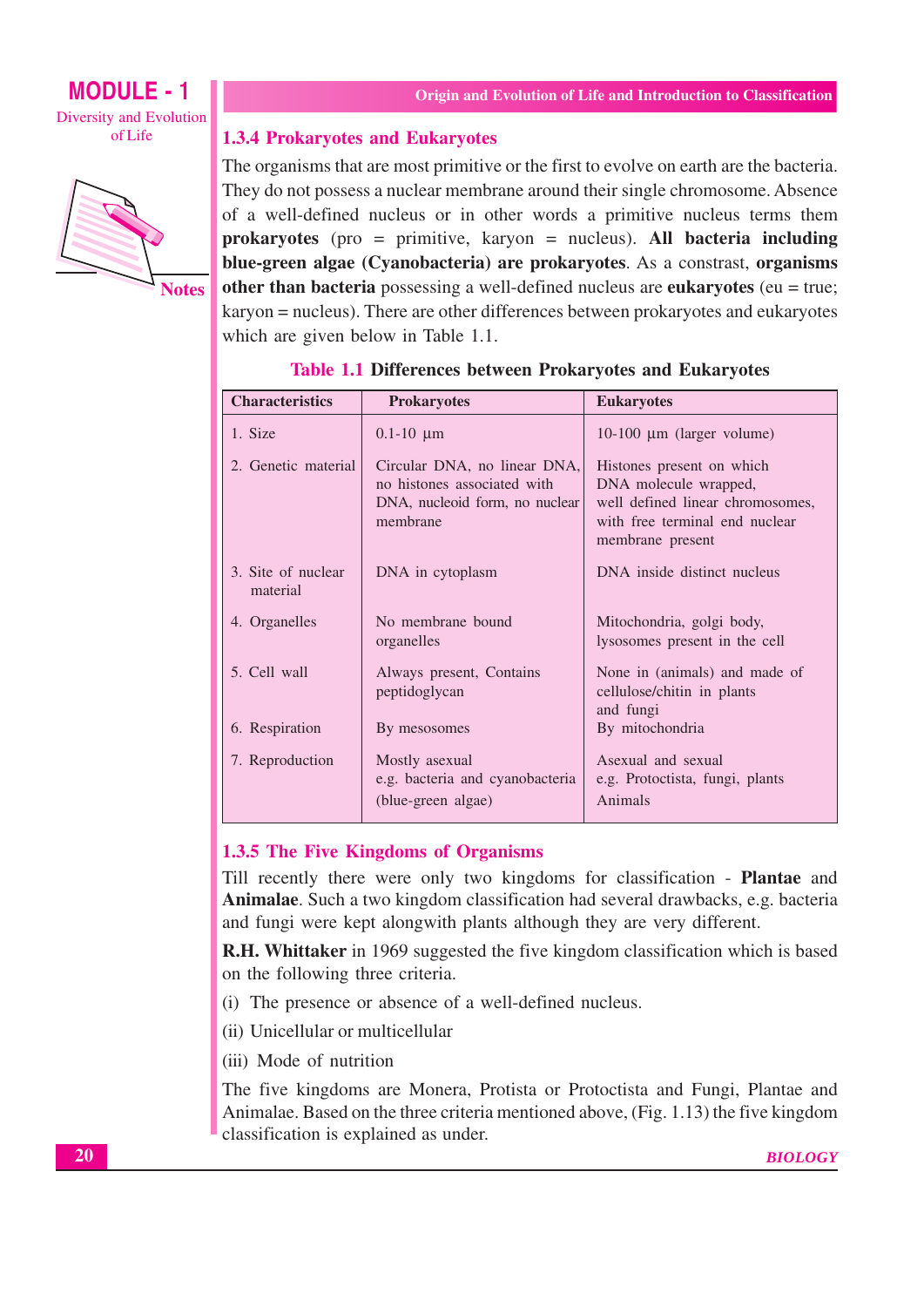### 1.3.4 Prokaryotes and Eukaryotes

The organisms that are most primitive or the first to evolve on earth are the bacteria. They do not possess a nuclear membrane around their single chromosome. Absence of a well-defined nucleus or in other words a primitive nucleus terms them **prokaryotes** (pro = primitive, karyon = nucleus). **All bacteria including blue-green algae (Cyanobacteria) are prokaryotes**. As a constrast, **organisms other than bacteria** possessing a well-defined nucleus are **eukaryotes** (eu = true; karyon = nucleus). There are other differences between prokaryotes and eukaryotes which are given below in Table 1.1.

**Table 1.1 Differences between Prokaryotes and Eukaryotes**

| Characteristics | Prokaryotes | Eukaryotes |
|---|---|---|
| 1. Size | 0.1-10 μm | 10-100 μm (larger volume) |
| 2. Genetic material | Circular DNA, no linear DNA, no histones associated with DNA, nucleoid form, no nuclear membrane | Histones present on which DNA molecule wrapped, well defined linear chromosomes, with free terminal end nuclear membrane present |
| 3. Site of nuclear material | DNA in cytoplasm | DNA inside distinct nucleus |
| 4. Organelles | No membrane bound organelles | Mitochondria, golgi body, lysosomes present in the cell |
| 5. Cell wall | Always present, Contains peptidoglycan | None in (animals) and made of cellulose/chitin in plants and fungi |
| 6. Respiration | By mesosomes | By mitochondria |
| 7. Reproduction | Mostly asexual e.g. bacteria and cyanobacteria (blue-green algae) | Asexual and sexual e.g. Protoctista, fungi, plants Animals |

### 1.3.5 The Five Kingdoms of Organisms

Till recently there were only two kingdoms for classification - **Plantae** and **Animalae**. Such a two kingdom classification had several drawbacks, e.g. bacteria and fungi were kept alongwith plants although they are very different.

**R.H. Whittaker** in 1969 suggested the five kingdom classification which is based on the following three criteria.

(i) The presence or absence of a well-defined nucleus.

(ii) Unicellular or multicellular

(iii) Mode of nutrition

The five kingdoms are Monera, Protista or Protoctista and Fungi, Plantae and Animalae. Based on the three criteria mentioned above, (Fig. 1.13) the five kingdom classification is explained as under.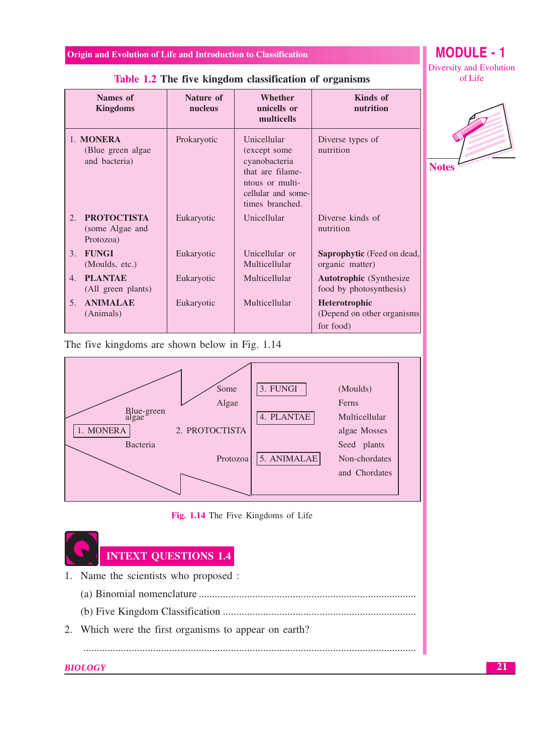**Table 1.2 The five kingdom classification of organisms**

| Names of Kingdoms | Nature of nucleus | Whether unicells or multicells | Kinds of nutrition |
|---|---|---|---|
| 1. **MONERA** (Blue green algae and bacteria) | Prokaryotic | Unicellular (except some cyanobacteria that are filamentous or multicellular and sometimes branched. | Diverse types of nutrition |
| 2. **PROTOCTISTA** (some Algae and Protozoa) | Eukaryotic | Unicellular | Diverse kinds of nutrition |
| 3. **FUNGI** (Moulds, etc.) | Eukaryotic | Unicellular or Multicellular | **Saprophytic** (Feed on dead, organic matter) |
| 4. **PLANTAE** (All green plants) | Eukaryotic | Multicellular | **Autotrophic** (Synthesize food by photosynthesis) |
| 5. **ANIMALAE** (Animals) | Eukaryotic | Multicellular | **Heterotrophic** (Depend on other organisms for food) |

The five kingdoms are shown below in Fig. 1.14

1. MONERA — Blue-green algae, Bacteria

2. PROTOCTISTA — Some Algae, Protozoa

3. FUNGI — (Moulds)

4. PLANTAE — Ferns, Multicellular algae, Mosses, Seed plants

5. ANIMALAE — Non-chordates and Chordates

**Fig. 1.14** The Five Kingdoms of Life

## INTEXT QUESTIONS 1.4

1. Name the scientists who proposed :

   (a) Binomial nomenclature ..........................................................................

   (b) Five Kingdom Classification ..................................................................

2. Which were the first organisms to appear on earth?

   ..........................................................................................................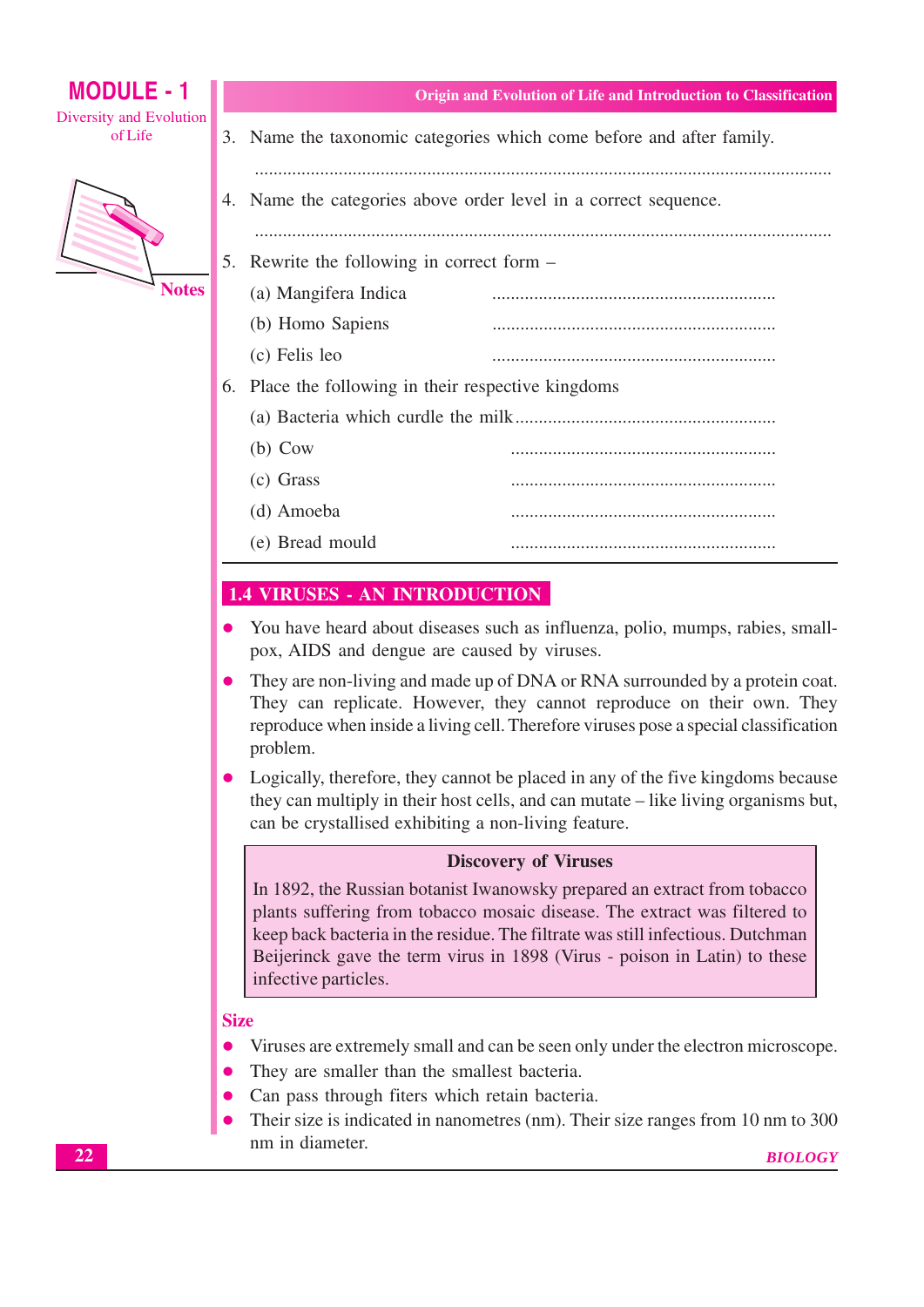3. Name the taxonomic categories which come before and after family.

 ..........................................................................................................................

4. Name the categories above order level in a correct sequence.

 ..........................................................................................................................

5. Rewrite the following in correct form –
   - (a) Mangifera Indica ............................................................
   - (b) Homo Sapiens ............................................................
   - (c) Felis leo ............................................................

6. Place the following in their respective kingdoms
   - (a) Bacteria which curdle the milk ......................................................
   - (b) Cow ........................................................
   - (c) Grass ........................................................
   - (d) Amoeba ........................................................
   - (e) Bread mould ........................................................

## 1.4 VIRUSES - AN INTRODUCTION

- You have heard about diseases such as influenza, polio, mumps, rabies, small-pox, AIDS and dengue are caused by viruses.
- They are non-living and made up of DNA or RNA surrounded by a protein coat. They can replicate. However, they cannot reproduce on their own. They reproduce when inside a living cell. Therefore viruses pose a special classification problem.
- Logically, therefore, they cannot be placed in any of the five kingdoms because they can multiply in their host cells, and can mutate – like living organisms but, can be crystallised exhibiting a non-living feature.

> **Discovery of Viruses**
>
> In 1892, the Russian botanist Iwanowsky prepared an extract from tobacco plants suffering from tobacco mosaic disease. The extract was filtered to keep back bacteria in the residue. The filtrate was still infectious. Dutchman Beijerinck gave the term virus in 1898 (Virus - poison in Latin) to these infective particles.

### Size

- Viruses are extremely small and can be seen only under the electron microscope.
- They are smaller than the smallest bacteria.
- Can pass through fiters which retain bacteria.
- Their size is indicated in nanometres (nm). Their size ranges from 10 nm to 300 nm in diameter.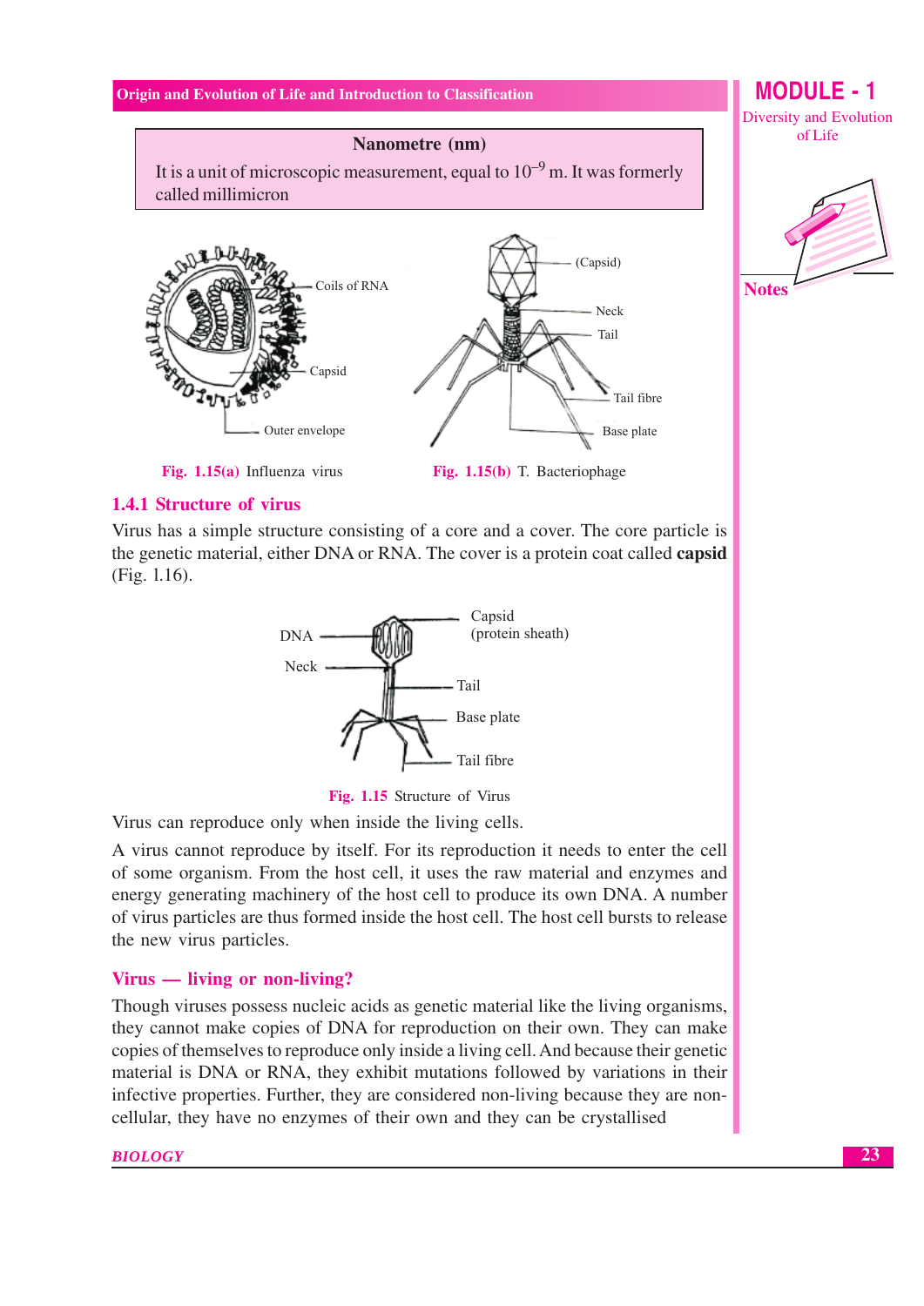**Nanometre (nm)**

It is a unit of microscopic measurement, equal to $10^{-9}$ m. It was formerly called millimicron

Fig. 1.15(a) Influenza virus

Fig. 1.15(b) T. Bacteriophage

### 1.4.1 Structure of virus

Virus has a simple structure consisting of a core and a cover. The core particle is the genetic material, either DNA or RNA. The cover is a protein coat called **capsid** (Fig. 1.16).

Fig. 1.15 Structure of Virus

Virus can reproduce only when inside the living cells.

A virus cannot reproduce by itself. For its reproduction it needs to enter the cell of some organism. From the host cell, it uses the raw material and enzymes and energy generating machinery of the host cell to produce its own DNA. A number of virus particles are thus formed inside the host cell. The host cell bursts to release the new virus particles.

### Virus — living or non-living?

Though viruses possess nucleic acids as genetic material like the living organisms, they cannot make copies of DNA for reproduction on their own. They can make copies of themselves to reproduce only inside a living cell. And because their genetic material is DNA or RNA, they exhibit mutations followed by variations in their infective properties. Further, they are considered non-living because they are non-cellular, they have no enzymes of their own and they can be crystallised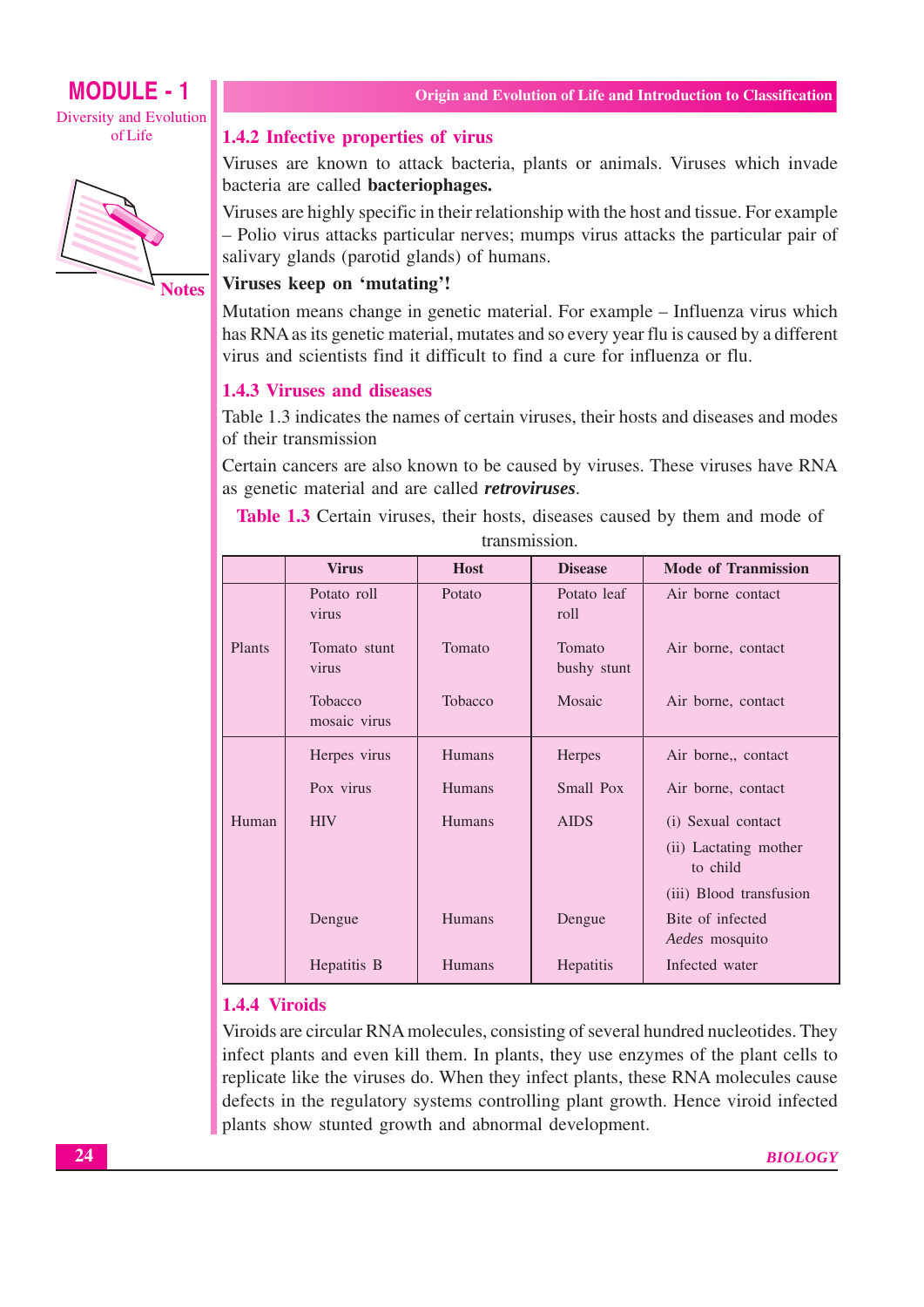### 1.4.2 Infective properties of virus

Viruses are known to attack bacteria, plants or animals. Viruses which invade bacteria are called **bacteriophages.**

Viruses are highly specific in their relationship with the host and tissue. For example – Polio virus attacks particular nerves; mumps virus attacks the particular pair of salivary glands (parotid glands) of humans.

**Viruses keep on 'mutating'!**

Mutation means change in genetic material. For example – Influenza virus which has RNA as its genetic material, mutates and so every year flu is caused by a different virus and scientists find it difficult to find a cure for influenza or flu.

### 1.4.3 Viruses and diseases

Table 1.3 indicates the names of certain viruses, their hosts and diseases and modes of their transmission

Certain cancers are also known to be caused by viruses. These viruses have RNA as genetic material and are called ***retroviruses***.

**Table 1.3** Certain viruses, their hosts, diseases caused by them and mode of transmission.

| | Virus | Host | Disease | Mode of Tranmission |
|---|---|---|---|---|
| Plants | Potato roll virus | Potato | Potato leaf roll | Air borne contact |
| | Tomato stunt virus | Tomato | Tomato bushy stunt | Air borne, contact |
| | Tobacco mosaic virus | Tobacco | Mosaic | Air borne, contact |
| Human | Herpes virus | Humans | Herpes | Air borne,, contact |
| | Pox virus | Humans | Small Pox | Air borne, contact |
| | HIV | Humans | AIDS | (i) Sexual contact<br>(ii) Lactating mother to child<br>(iii) Blood transfusion |
| | Dengue | Humans | Dengue | Bite of infected *Aedes* mosquito |
| | Hepatitis B | Humans | Hepatitis | Infected water |

### 1.4.4 Viroids

Viroids are circular RNA molecules, consisting of several hundred nucleotides. They infect plants and even kill them. In plants, they use enzymes of the plant cells to replicate like the viruses do. When they infect plants, these RNA molecules cause defects in the regulatory systems controlling plant growth. Hence viroid infected plants show stunted growth and abnormal development.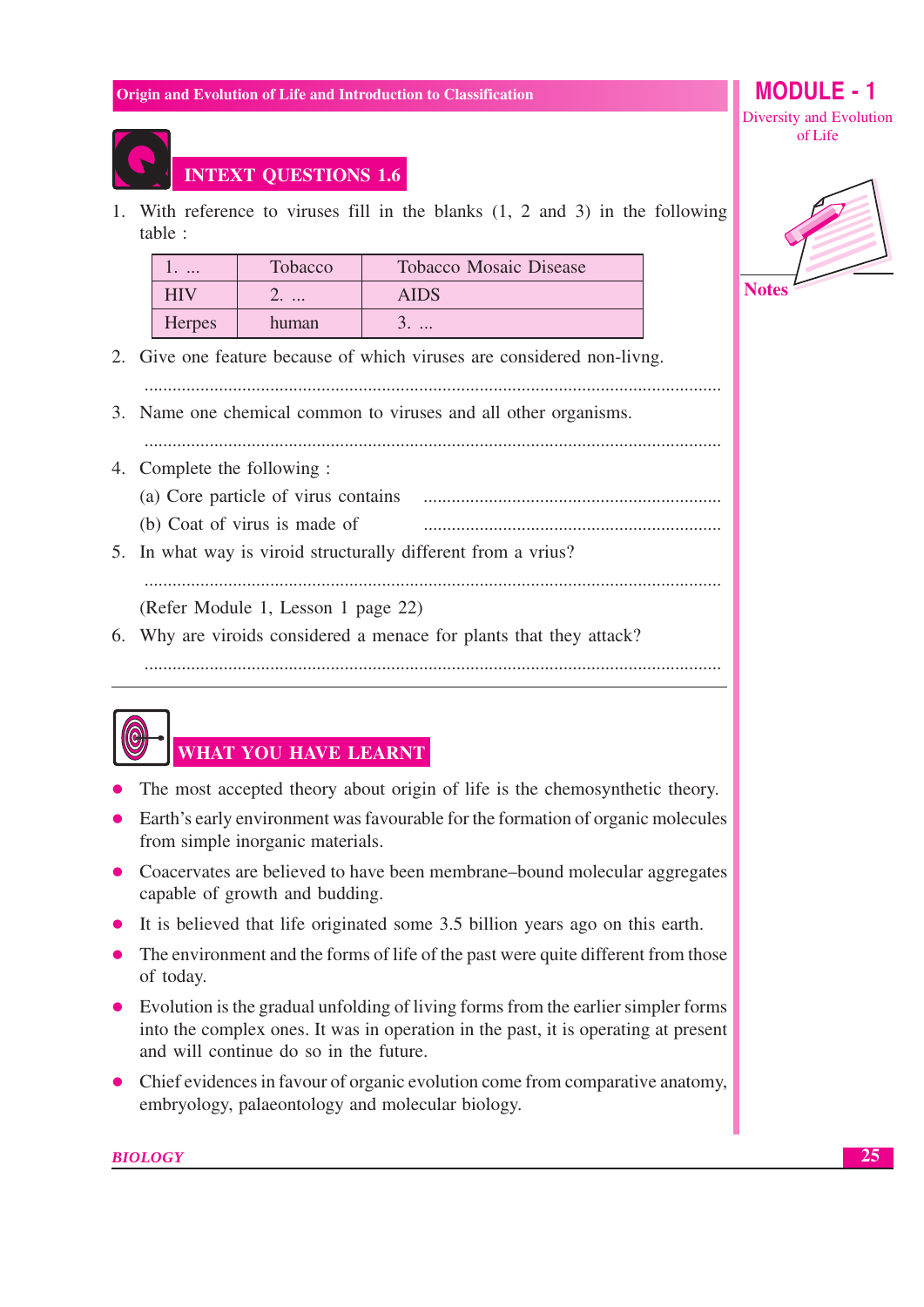## INTEXT QUESTIONS 1.6

1. With reference to viruses fill in the blanks (1, 2 and 3) in the following table :

| 1. ... | Tobacco | Tobacco Mosaic Disease |
|---|---|---|
| HIV | 2. ... | AIDS |
| Herpes | human | 3. ... |

2. Give one feature because of which viruses are considered non-livng.

   ..........................................................................................................................

3. Name one chemical common to viruses and all other organisms.

   ..........................................................................................................................

4. Complete the following :

   (a) Core particle of virus contains ..............................................................

   (b) Coat of virus is made of ..............................................................

5. In what way is viroid structurally different from a vrius?

   ..........................................................................................................................

   (Refer Module 1, Lesson 1 page 22)

6. Why are viroids considered a menace for plants that they attack?

   ..........................................................................................................................

## WHAT YOU HAVE LEARNT

- The most accepted theory about origin of life is the chemosynthetic theory.
- Earth's early environment was favourable for the formation of organic molecules from simple inorganic materials.
- Coacervates are believed to have been membrane–bound molecular aggregates capable of growth and budding.
- It is believed that life originated some 3.5 billion years ago on this earth.
- The environment and the forms of life of the past were quite different from those of today.
- Evolution is the gradual unfolding of living forms from the earlier simpler forms into the complex ones. It was in operation in the past, it is operating at present and will continue do so in the future.
- Chief evidences in favour of organic evolution come from comparative anatomy, embryology, palaeontology and molecular biology.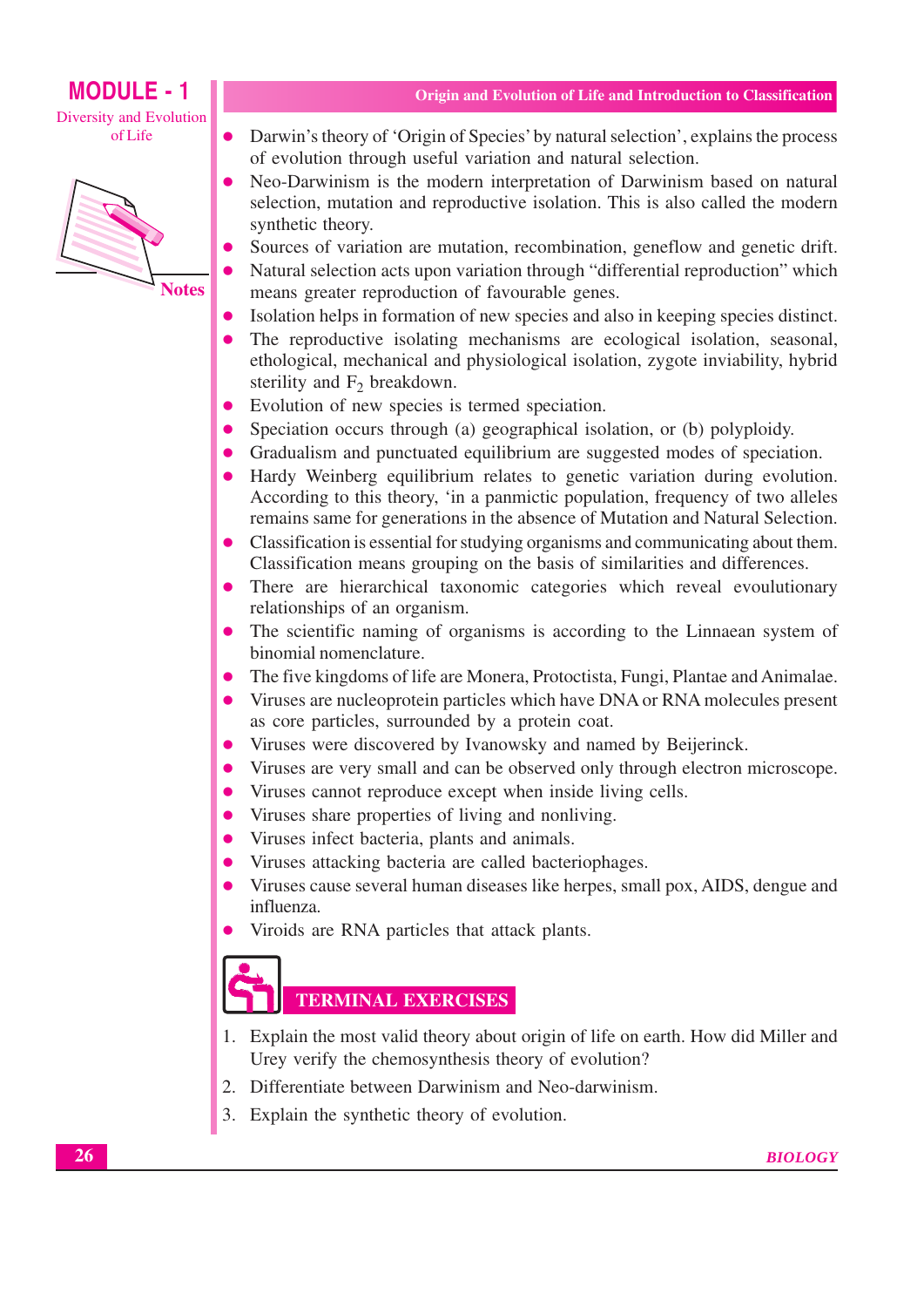- Darwin's theory of 'Origin of Species' by natural selection', explains the process of evolution through useful variation and natural selection.
- Neo-Darwinism is the modern interpretation of Darwinism based on natural selection, mutation and reproductive isolation. This is also called the modern synthetic theory.
- Sources of variation are mutation, recombination, geneflow and genetic drift.
- Natural selection acts upon variation through "differential reproduction" which means greater reproduction of favourable genes.
- Isolation helps in formation of new species and also in keeping species distinct.
- The reproductive isolating mechanisms are ecological isolation, seasonal, ethological, mechanical and physiological isolation, zygote inviability, hybrid sterility and $F_2$ breakdown.
- Evolution of new species is termed speciation.
- Speciation occurs through (a) geographical isolation, or (b) polyploidy.
- Gradualism and punctuated equilibrium are suggested modes of speciation.
- Hardy Weinberg equilibrium relates to genetic variation during evolution. According to this theory, 'in a panmictic population, frequency of two alleles remains same for generations in the absence of Mutation and Natural Selection.
- Classification is essential for studying organisms and communicating about them. Classification means grouping on the basis of similarities and differences.
- There are hierarchical taxonomic categories which reveal evoulutionary relationships of an organism.
- The scientific naming of organisms is according to the Linnaean system of binomial nomenclature.
- The five kingdoms of life are Monera, Protoctista, Fungi, Plantae and Animalae.
- Viruses are nucleoprotein particles which have DNA or RNA molecules present as core particles, surrounded by a protein coat.
- Viruses were discovered by Ivanowsky and named by Beijerinck.
- Viruses are very small and can be observed only through electron microscope.
- Viruses cannot reproduce except when inside living cells.
- Viruses share properties of living and nonliving.
- Viruses infect bacteria, plants and animals.
- Viruses attacking bacteria are called bacteriophages.
- Viruses cause several human diseases like herpes, small pox, AIDS, dengue and influenza.
- Viroids are RNA particles that attack plants.

## TERMINAL EXERCISES

1. Explain the most valid theory about origin of life on earth. How did Miller and Urey verify the chemosynthesis theory of evolution?
2. Differentiate between Darwinism and Neo-darwinism.
3. Explain the synthetic theory of evolution.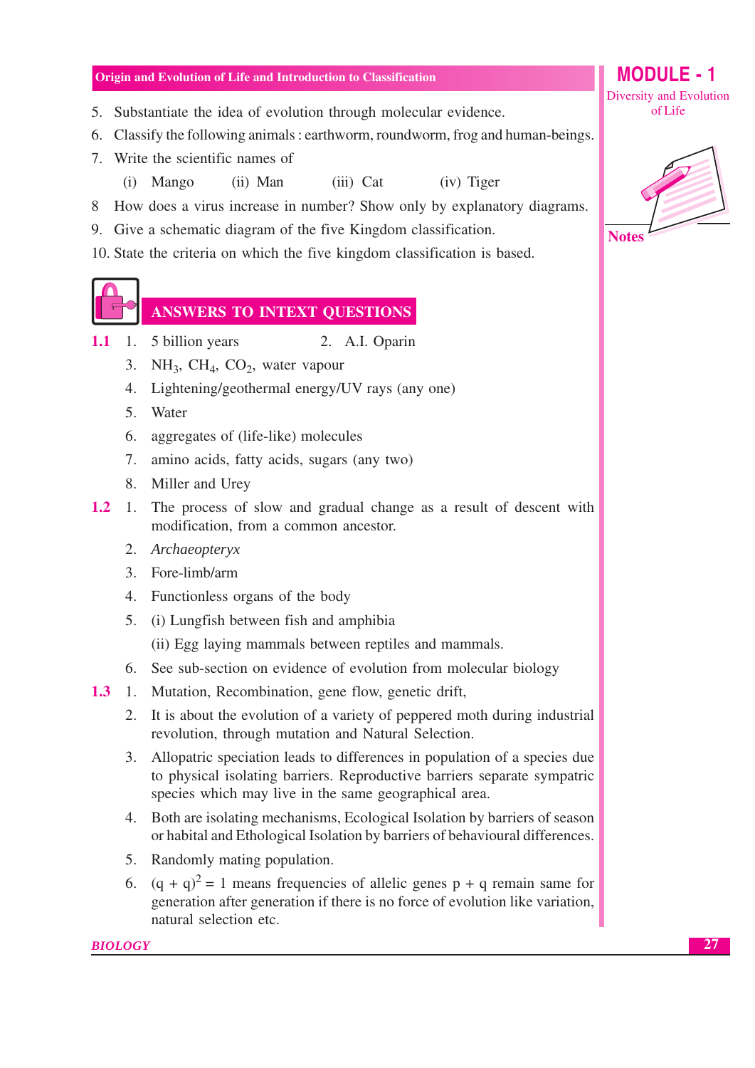5. Substantiate the idea of evolution through molecular evidence.
6. Classify the following animals : earthworm, roundworm, frog and human-beings.
7. Write the scientific names of

   (i) Mango (ii) Man (iii) Cat (iv) Tiger
8. How does a virus increase in number? Show only by explanatory diagrams.
9. Give a schematic diagram of the five Kingdom classification.
10. State the criteria on which the five kingdom classification is based.

## ANSWERS TO INTEXT QUESTIONS

**1.1**

1. 5 billion years
2. A.I. Oparin
3. $NH_3$, $CH_4$, $CO_2$, water vapour
4. Lightening/geothermal energy/UV rays (any one)
5. Water
6. aggregates of (life-like) molecules
7. amino acids, fatty acids, sugars (any two)
8. Miller and Urey

**1.2**

1. The process of slow and gradual change as a result of descent with modification, from a common ancestor.
2. *Archaeopteryx*
3. Fore-limb/arm
4. Functionless organs of the body
5. (i) Lungfish between fish and amphibia

   (ii) Egg laying mammals between reptiles and mammals.
6. See sub-section on evidence of evolution from molecular biology

**1.3**

1. Mutation, Recombination, gene flow, genetic drift,
2. It is about the evolution of a variety of peppered moth during industrial revolution, through mutation and Natural Selection.
3. Allopatric speciation leads to differences in population of a species due to physical isolating barriers. Reproductive barriers separate sympatric species which may live in the same geographical area.
4. Both are isolating mechanisms, Ecological Isolation by barriers of season or habital and Ethological Isolation by barriers of behavioural differences.
5. Randomly mating population.
6. $(q + q)^2 = 1$ means frequencies of allelic genes p + q remain same for generation after generation if there is no force of evolution like variation, natural selection etc.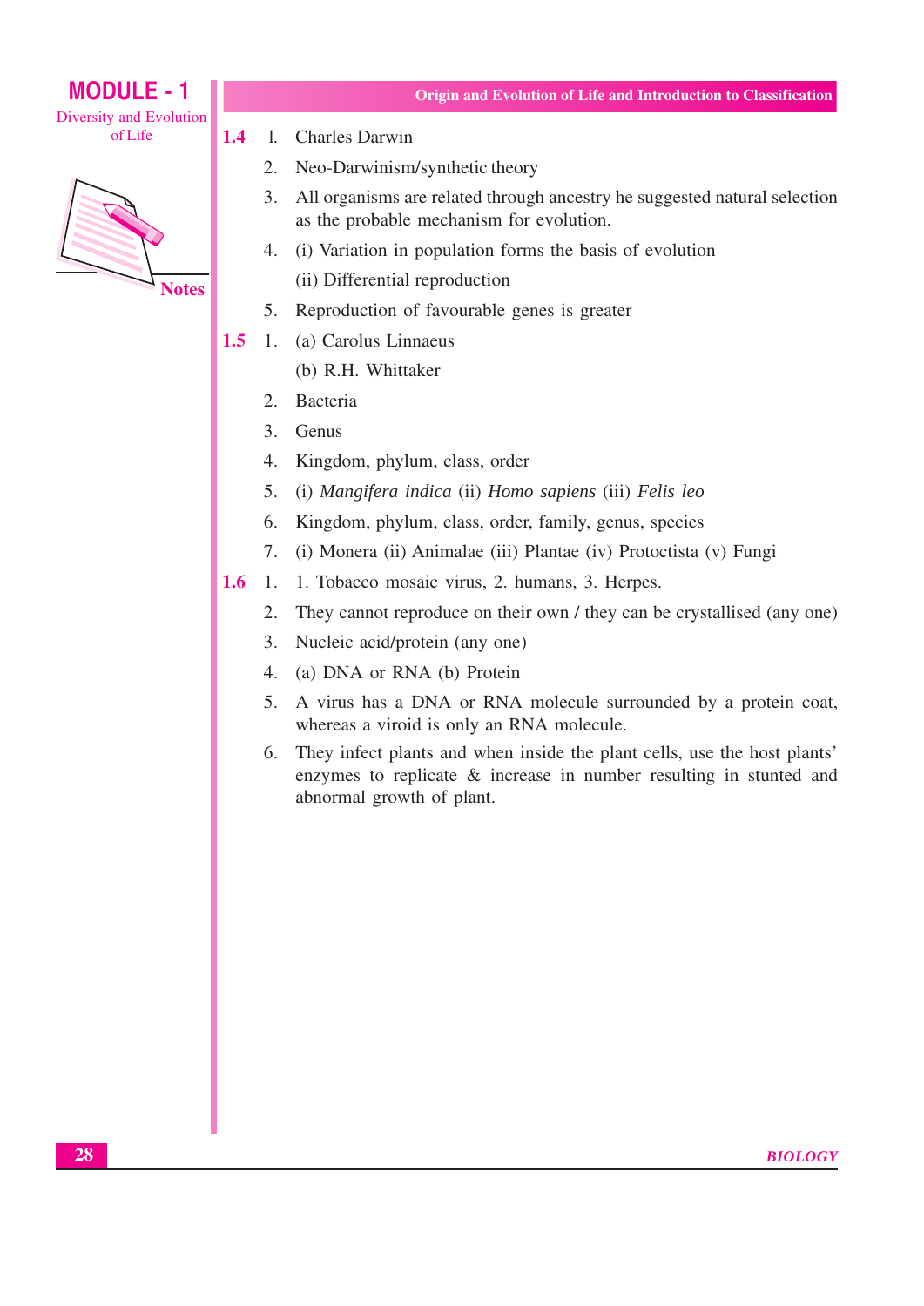**1.4** 1. Charles Darwin

2. Neo-Darwinism/synthetic theory

3. All organisms are related through ancestry he suggested natural selection as the probable mechanism for evolution.

4. (i) Variation in population forms the basis of evolution

   (ii) Differential reproduction

5. Reproduction of favourable genes is greater

**1.5** 1. (a) Carolus Linnaeus

   (b) R.H. Whittaker

2. Bacteria

3. Genus

4. Kingdom, phylum, class, order

5. (i) *Mangifera indica* (ii) *Homo sapiens* (iii) *Felis leo*

6. Kingdom, phylum, class, order, family, genus, species

7. (i) Monera (ii) Animalae (iii) Plantae (iv) Protoctista (v) Fungi

**1.6** 1. 1. Tobacco mosaic virus, 2. humans, 3. Herpes.

2. They cannot reproduce on their own / they can be crystallised (any one)

3. Nucleic acid/protein (any one)

4. (a) DNA or RNA (b) Protein

5. A virus has a DNA or RNA molecule surrounded by a protein coat, whereas a viroid is only an RNA molecule.

6. They infect plants and when inside the plant cells, use the host plants' enzymes to replicate & increase in number resulting in stunted and abnormal growth of plant.